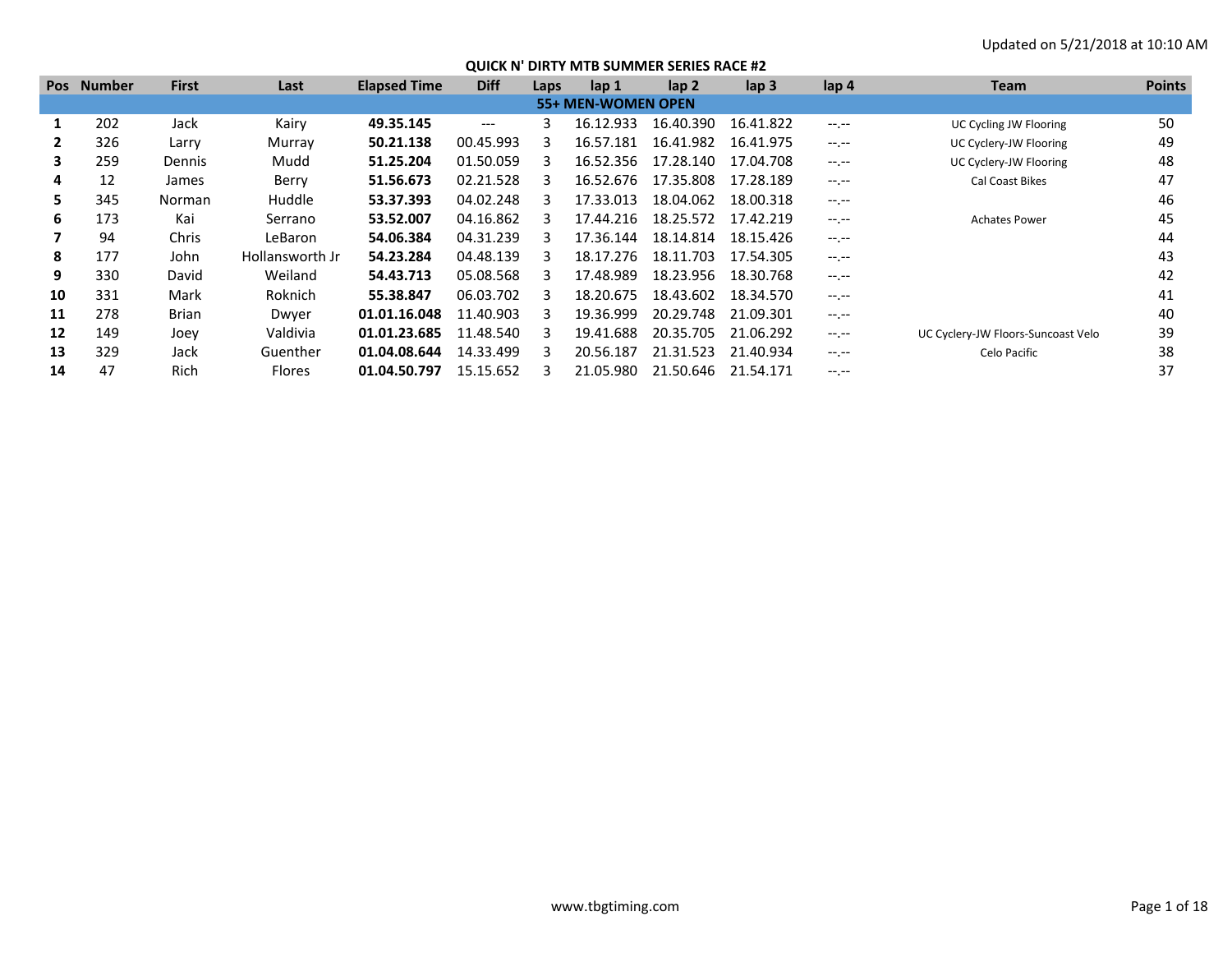Updated on 5/21/2018 at 10:10 AM

## QUICK N' DIRTY MTB SUMMER SERIES RACE #2

| Pos | Number | First | Last | Elapsed Time | Diff | Laps | lap 1 | lap 2 | lap 3 | lap 4 | Team | Points |
|---|---|---|---|---|---|---|---|---|---|---|---|---|
| **55+ MEN-WOMEN OPEN** | | | | | | | | | | | | |
| **1** | 202 | Jack | Kairy | **49.35.145** | --- | 3 | 16.12.933 | 16.40.390 | 16.41.822 | --.-- | UC Cycling JW Flooring | 50 |
| **2** | 326 | Larry | Murray | **50.21.138** | 00.45.993 | 3 | 16.57.181 | 16.41.982 | 16.41.975 | --.-- | UC Cyclery-JW Flooring | 49 |
| **3** | 259 | Dennis | Mudd | **51.25.204** | 01.50.059 | 3 | 16.52.356 | 17.28.140 | 17.04.708 | --.-- | UC Cyclery-JW Flooring | 48 |
| **4** | 12 | James | Berry | **51.56.673** | 02.21.528 | 3 | 16.52.676 | 17.35.808 | 17.28.189 | --.-- | Cal Coast Bikes | 47 |
| **5** | 345 | Norman | Huddle | **53.37.393** | 04.02.248 | 3 | 17.33.013 | 18.04.062 | 18.00.318 | --.-- | | 46 |
| **6** | 173 | Kai | Serrano | **53.52.007** | 04.16.862 | 3 | 17.44.216 | 18.25.572 | 17.42.219 | --.-- | Achates Power | 45 |
| **7** | 94 | Chris | LeBaron | **54.06.384** | 04.31.239 | 3 | 17.36.144 | 18.14.814 | 18.15.426 | --.-- | | 44 |
| **8** | 177 | John | Hollansworth Jr | **54.23.284** | 04.48.139 | 3 | 18.17.276 | 18.11.703 | 17.54.305 | --.-- | | 43 |
| **9** | 330 | David | Weiland | **54.43.713** | 05.08.568 | 3 | 17.48.989 | 18.23.956 | 18.30.768 | --.-- | | 42 |
| **10** | 331 | Mark | Roknich | **55.38.847** | 06.03.702 | 3 | 18.20.675 | 18.43.602 | 18.34.570 | --.-- | | 41 |
| **11** | 278 | Brian | Dwyer | **01.01.16.048** | 11.40.903 | 3 | 19.36.999 | 20.29.748 | 21.09.301 | --.-- | | 40 |
| **12** | 149 | Joey | Valdivia | **01.01.23.685** | 11.48.540 | 3 | 19.41.688 | 20.35.705 | 21.06.292 | --.-- | UC Cyclery-JW Floors-Suncoast Velo | 39 |
| **13** | 329 | Jack | Guenther | **01.04.08.644** | 14.33.499 | 3 | 20.56.187 | 21.31.523 | 21.40.934 | --.-- | Celo Pacific | 38 |
| **14** | 47 | Rich | Flores | **01.04.50.797** | 15.15.652 | 3 | 21.05.980 | 21.50.646 | 21.54.171 | --.-- | | 37 |

www.tbgtiming.com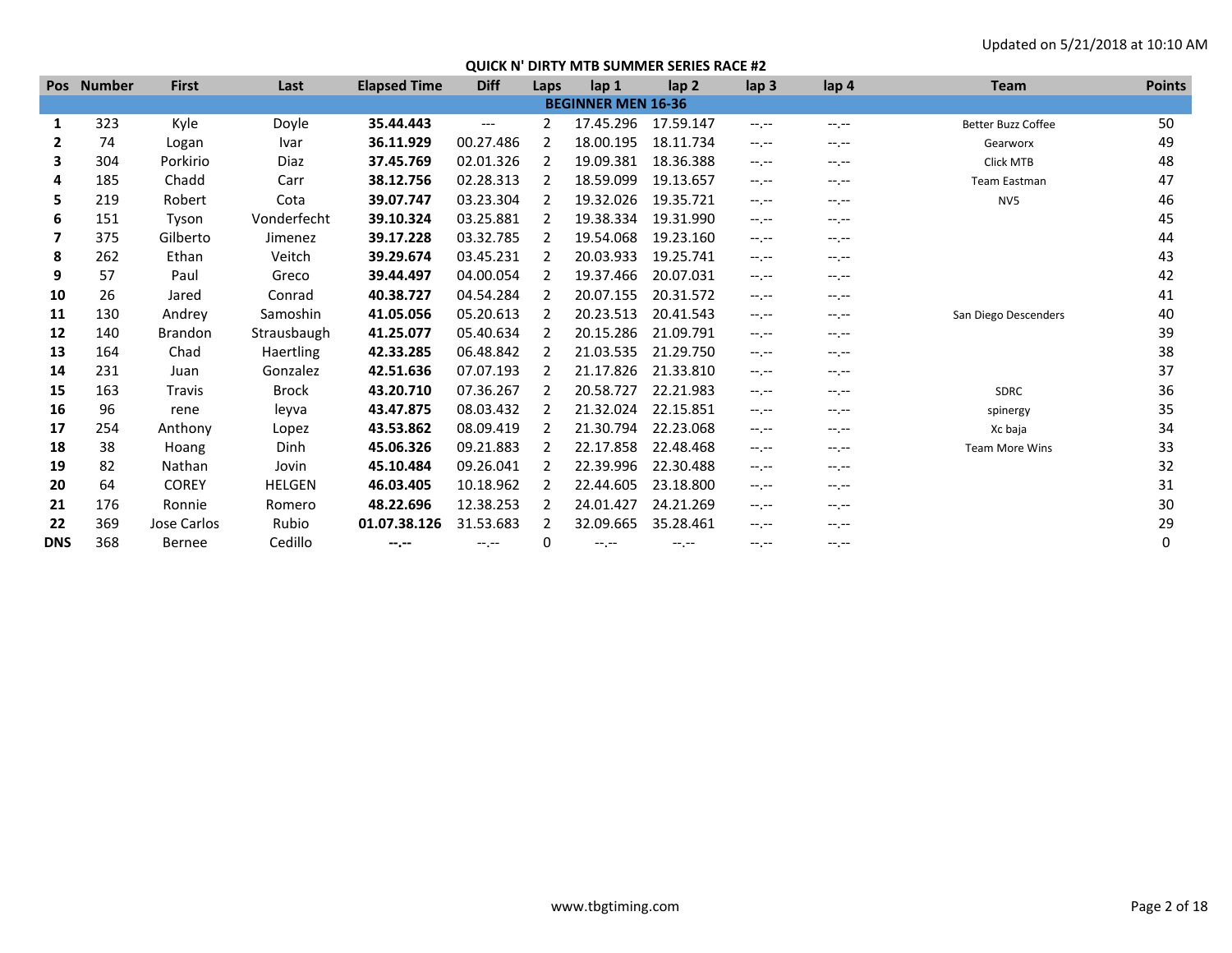Updated on 5/21/2018 at 10:10 AM

## QUICK N' DIRTY MTB SUMMER SERIES RACE #2

| Pos | Number | First | Last | Elapsed Time | Diff | Laps | lap 1 | lap 2 | lap 3 | lap 4 | Team | Points |
|---|---|---|---|---|---|---|---|---|---|---|---|---|
| **BEGINNER MEN 16-36** | | | | | | | | | | | | |
| **1** | 323 | Kyle | Doyle | **35.44.443** | --- | 2 | 17.45.296 | 17.59.147 | --.-- | --.-- | Better Buzz Coffee | 50 |
| **2** | 74 | Logan | Ivar | **36.11.929** | 00.27.486 | 2 | 18.00.195 | 18.11.734 | --.-- | --.-- | Gearworx | 49 |
| **3** | 304 | Porkirio | Diaz | **37.45.769** | 02.01.326 | 2 | 19.09.381 | 18.36.388 | --.-- | --.-- | Click MTB | 48 |
| **4** | 185 | Chadd | Carr | **38.12.756** | 02.28.313 | 2 | 18.59.099 | 19.13.657 | --.-- | --.-- | Team Eastman | 47 |
| **5** | 219 | Robert | Cota | **39.07.747** | 03.23.304 | 2 | 19.32.026 | 19.35.721 | --.-- | --.-- | NV5 | 46 |
| **6** | 151 | Tyson | Vonderfecht | **39.10.324** | 03.25.881 | 2 | 19.38.334 | 19.31.990 | --.-- | --.-- | | 45 |
| **7** | 375 | Gilberto | Jimenez | **39.17.228** | 03.32.785 | 2 | 19.54.068 | 19.23.160 | --.-- | --.-- | | 44 |
| **8** | 262 | Ethan | Veitch | **39.29.674** | 03.45.231 | 2 | 20.03.933 | 19.25.741 | --.-- | --.-- | | 43 |
| **9** | 57 | Paul | Greco | **39.44.497** | 04.00.054 | 2 | 19.37.466 | 20.07.031 | --.-- | --.-- | | 42 |
| **10** | 26 | Jared | Conrad | **40.38.727** | 04.54.284 | 2 | 20.07.155 | 20.31.572 | --.-- | --.-- | | 41 |
| **11** | 130 | Andrey | Samoshin | **41.05.056** | 05.20.613 | 2 | 20.23.513 | 20.41.543 | --.-- | --.-- | San Diego Descenders | 40 |
| **12** | 140 | Brandon | Strausbaugh | **41.25.077** | 05.40.634 | 2 | 20.15.286 | 21.09.791 | --.-- | --.-- | | 39 |
| **13** | 164 | Chad | Haertling | **42.33.285** | 06.48.842 | 2 | 21.03.535 | 21.29.750 | --.-- | --.-- | | 38 |
| **14** | 231 | Juan | Gonzalez | **42.51.636** | 07.07.193 | 2 | 21.17.826 | 21.33.810 | --.-- | --.-- | | 37 |
| **15** | 163 | Travis | Brock | **43.20.710** | 07.36.267 | 2 | 20.58.727 | 22.21.983 | --.-- | --.-- | SDRC | 36 |
| **16** | 96 | rene | leyva | **43.47.875** | 08.03.432 | 2 | 21.32.024 | 22.15.851 | --.-- | --.-- | spinergy | 35 |
| **17** | 254 | Anthony | Lopez | **43.53.862** | 08.09.419 | 2 | 21.30.794 | 22.23.068 | --.-- | --.-- | Xc baja | 34 |
| **18** | 38 | Hoang | Dinh | **45.06.326** | 09.21.883 | 2 | 22.17.858 | 22.48.468 | --.-- | --.-- | Team More Wins | 33 |
| **19** | 82 | Nathan | Jovin | **45.10.484** | 09.26.041 | 2 | 22.39.996 | 22.30.488 | --.-- | --.-- | | 32 |
| **20** | 64 | COREY | HELGEN | **46.03.405** | 10.18.962 | 2 | 22.44.605 | 23.18.800 | --.-- | --.-- | | 31 |
| **21** | 176 | Ronnie | Romero | **48.22.696** | 12.38.253 | 2 | 24.01.427 | 24.21.269 | --.-- | --.-- | | 30 |
| **22** | 369 | Jose Carlos | Rubio | **01.07.38.126** | 31.53.683 | 2 | 32.09.665 | 35.28.461 | --.-- | --.-- | | 29 |
| **DNS** | 368 | Bernee | Cedillo | **--.--** | --.-- | 0 | --.-- | --.-- | --.-- | --.-- | | 0 |

www.tbgtiming.com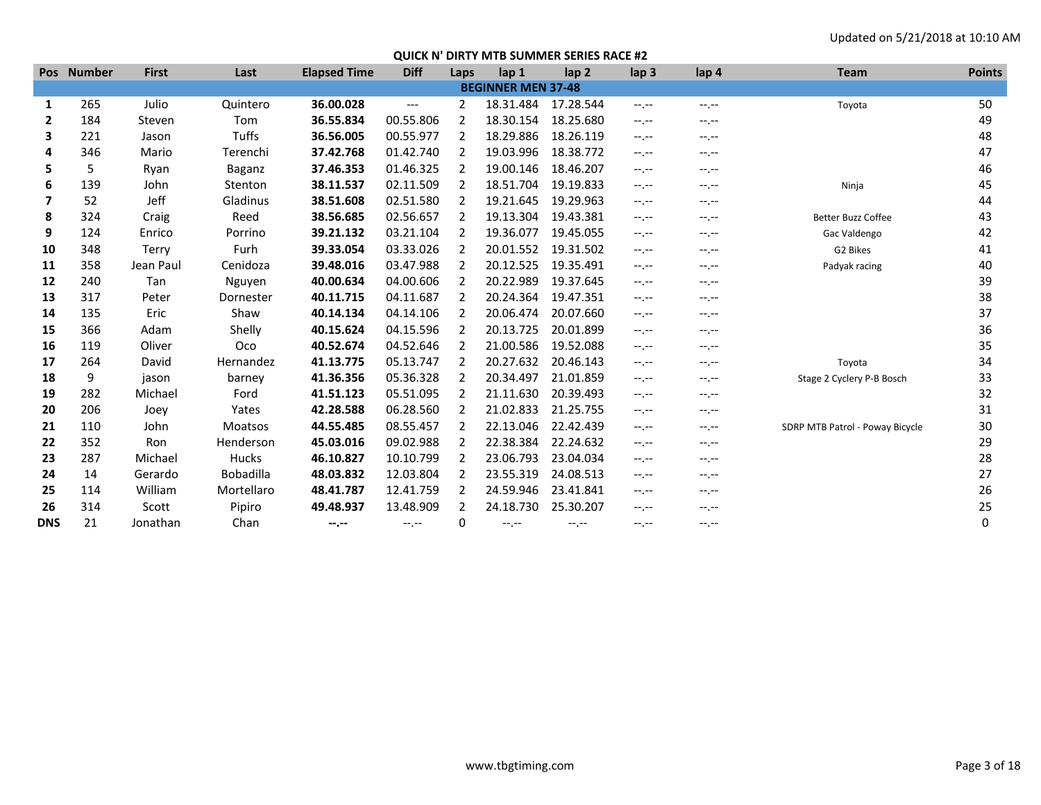Updated on 5/21/2018 at 10:10 AM

## QUICK N' DIRTY MTB SUMMER SERIES RACE #2

| Pos | Number | First | Last | Elapsed Time | Diff | Laps | lap 1 | lap 2 | lap 3 | lap 4 | Team | Points |
|---|---|---|---|---|---|---|---|---|---|---|---|---|
| **BEGINNER MEN 37-48** | | | | | | | | | | | | |
| **1** | 265 | Julio | Quintero | **36.00.028** | --- | 2 | 18.31.484 | 17.28.544 | --.-- | --.-- | Toyota | 50 |
| **2** | 184 | Steven | Tom | **36.55.834** | 00.55.806 | 2 | 18.30.154 | 18.25.680 | --.-- | --.-- | | 49 |
| **3** | 221 | Jason | Tuffs | **36.56.005** | 00.55.977 | 2 | 18.29.886 | 18.26.119 | --.-- | --.-- | | 48 |
| **4** | 346 | Mario | Terenchi | **37.42.768** | 01.42.740 | 2 | 19.03.996 | 18.38.772 | --.-- | --.-- | | 47 |
| **5** | 5 | Ryan | Baganz | **37.46.353** | 01.46.325 | 2 | 19.00.146 | 18.46.207 | --.-- | --.-- | | 46 |
| **6** | 139 | John | Stenton | **38.11.537** | 02.11.509 | 2 | 18.51.704 | 19.19.833 | --.-- | --.-- | Ninja | 45 |
| **7** | 52 | Jeff | Gladinus | **38.51.608** | 02.51.580 | 2 | 19.21.645 | 19.29.963 | --.-- | --.-- | | 44 |
| **8** | 324 | Craig | Reed | **38.56.685** | 02.56.657 | 2 | 19.13.304 | 19.43.381 | --.-- | --.-- | Better Buzz Coffee | 43 |
| **9** | 124 | Enrico | Porrino | **39.21.132** | 03.21.104 | 2 | 19.36.077 | 19.45.055 | --.-- | --.-- | Gac Valdengo | 42 |
| **10** | 348 | Terry | Furh | **39.33.054** | 03.33.026 | 2 | 20.01.552 | 19.31.502 | --.-- | --.-- | G2 Bikes | 41 |
| **11** | 358 | Jean Paul | Cenidoza | **39.48.016** | 03.47.988 | 2 | 20.12.525 | 19.35.491 | --.-- | --.-- | Padyak racing | 40 |
| **12** | 240 | Tan | Nguyen | **40.00.634** | 04.00.606 | 2 | 20.22.989 | 19.37.645 | --.-- | --.-- | | 39 |
| **13** | 317 | Peter | Dornester | **40.11.715** | 04.11.687 | 2 | 20.24.364 | 19.47.351 | --.-- | --.-- | | 38 |
| **14** | 135 | Eric | Shaw | **40.14.134** | 04.14.106 | 2 | 20.06.474 | 20.07.660 | --.-- | --.-- | | 37 |
| **15** | 366 | Adam | Shelly | **40.15.624** | 04.15.596 | 2 | 20.13.725 | 20.01.899 | --.-- | --.-- | | 36 |
| **16** | 119 | Oliver | Oco | **40.52.674** | 04.52.646 | 2 | 21.00.586 | 19.52.088 | --.-- | --.-- | | 35 |
| **17** | 264 | David | Hernandez | **41.13.775** | 05.13.747 | 2 | 20.27.632 | 20.46.143 | --.-- | --.-- | Toyota | 34 |
| **18** | 9 | jason | barney | **41.36.356** | 05.36.328 | 2 | 20.34.497 | 21.01.859 | --.-- | --.-- | Stage 2 Cyclery P-B Bosch | 33 |
| **19** | 282 | Michael | Ford | **41.51.123** | 05.51.095 | 2 | 21.11.630 | 20.39.493 | --.-- | --.-- | | 32 |
| **20** | 206 | Joey | Yates | **42.28.588** | 06.28.560 | 2 | 21.02.833 | 21.25.755 | --.-- | --.-- | | 31 |
| **21** | 110 | John | Moatsos | **44.55.485** | 08.55.457 | 2 | 22.13.046 | 22.42.439 | --.-- | --.-- | SDRP MTB Patrol - Poway Bicycle | 30 |
| **22** | 352 | Ron | Henderson | **45.03.016** | 09.02.988 | 2 | 22.38.384 | 22.24.632 | --.-- | --.-- | | 29 |
| **23** | 287 | Michael | Hucks | **46.10.827** | 10.10.799 | 2 | 23.06.793 | 23.04.034 | --.-- | --.-- | | 28 |
| **24** | 14 | Gerardo | Bobadilla | **48.03.832** | 12.03.804 | 2 | 23.55.319 | 24.08.513 | --.-- | --.-- | | 27 |
| **25** | 114 | William | Mortellaro | **48.41.787** | 12.41.759 | 2 | 24.59.946 | 23.41.841 | --.-- | --.-- | | 26 |
| **26** | 314 | Scott | Pipiro | **49.48.937** | 13.48.909 | 2 | 24.18.730 | 25.30.207 | --.-- | --.-- | | 25 |
| **DNS** | 21 | Jonathan | Chan | **--.--** | --.-- | 0 | --.-- | --.-- | --.-- | --.-- | | 0 |

www.tbgtiming.com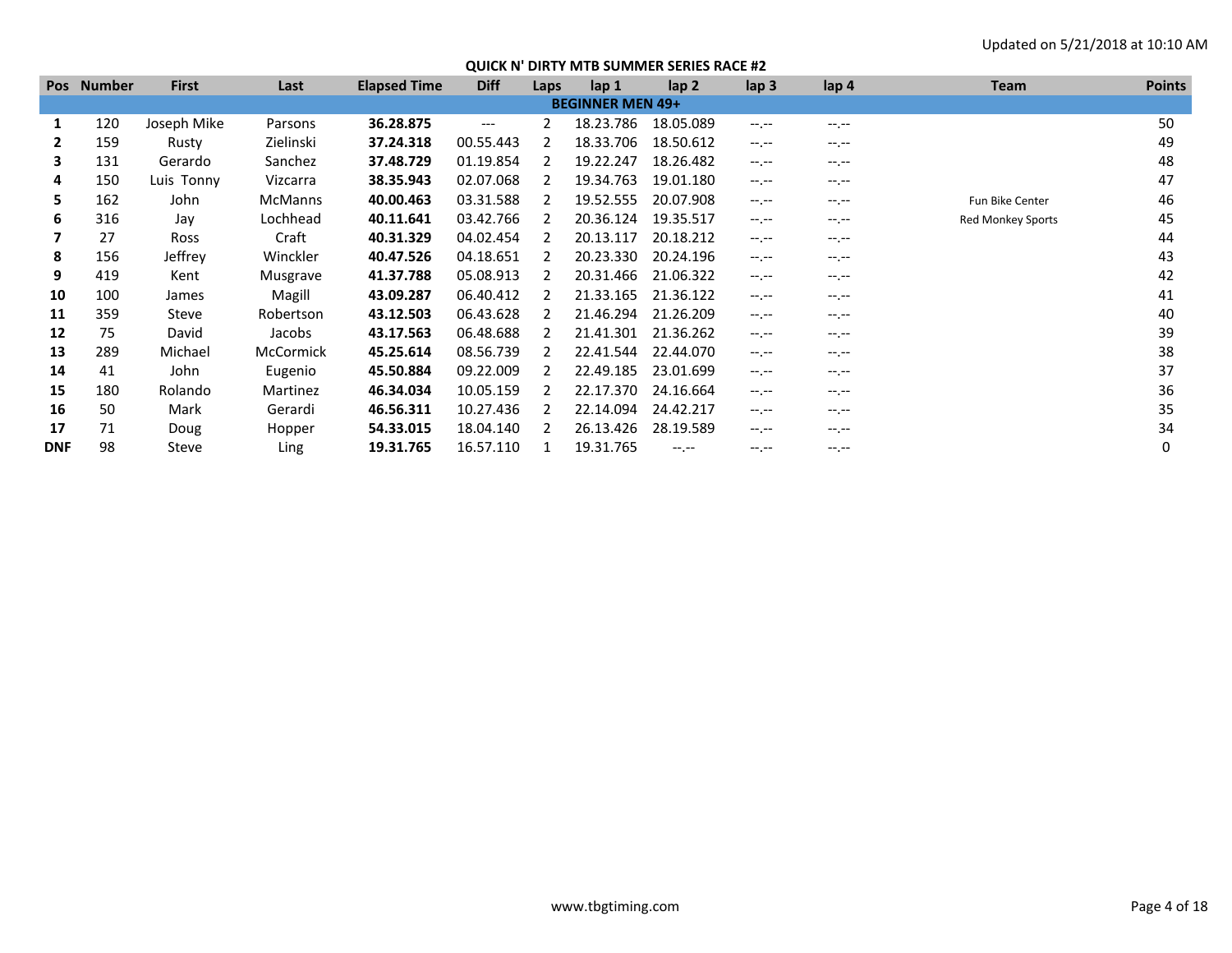Updated on 5/21/2018 at 10:10 AM

## QUICK N' DIRTY MTB SUMMER SERIES RACE #2

| Pos | Number | First | Last | Elapsed Time | Diff | Laps | lap 1 | lap 2 | lap 3 | lap 4 | Team | Points |
|---|---|---|---|---|---|---|---|---|---|---|---|---|
| **BEGINNER MEN 49+** | | | | | | | | | | | | |
| **1** | 120 | Joseph Mike | Parsons | **36.28.875** | --- | 2 | 18.23.786 | 18.05.089 | --.-- | --.-- | | 50 |
| **2** | 159 | Rusty | Zielinski | **37.24.318** | 00.55.443 | 2 | 18.33.706 | 18.50.612 | --.-- | --.-- | | 49 |
| **3** | 131 | Gerardo | Sanchez | **37.48.729** | 01.19.854 | 2 | 19.22.247 | 18.26.482 | --.-- | --.-- | | 48 |
| **4** | 150 | Luis Tonny | Vizcarra | **38.35.943** | 02.07.068 | 2 | 19.34.763 | 19.01.180 | --.-- | --.-- | | 47 |
| **5** | 162 | John | McManns | **40.00.463** | 03.31.588 | 2 | 19.52.555 | 20.07.908 | --.-- | --.-- | Fun Bike Center | 46 |
| **6** | 316 | Jay | Lochhead | **40.11.641** | 03.42.766 | 2 | 20.36.124 | 19.35.517 | --.-- | --.-- | Red Monkey Sports | 45 |
| **7** | 27 | Ross | Craft | **40.31.329** | 04.02.454 | 2 | 20.13.117 | 20.18.212 | --.-- | --.-- | | 44 |
| **8** | 156 | Jeffrey | Winckler | **40.47.526** | 04.18.651 | 2 | 20.23.330 | 20.24.196 | --.-- | --.-- | | 43 |
| **9** | 419 | Kent | Musgrave | **41.37.788** | 05.08.913 | 2 | 20.31.466 | 21.06.322 | --.-- | --.-- | | 42 |
| **10** | 100 | James | Magill | **43.09.287** | 06.40.412 | 2 | 21.33.165 | 21.36.122 | --.-- | --.-- | | 41 |
| **11** | 359 | Steve | Robertson | **43.12.503** | 06.43.628 | 2 | 21.46.294 | 21.26.209 | --.-- | --.-- | | 40 |
| **12** | 75 | David | Jacobs | **43.17.563** | 06.48.688 | 2 | 21.41.301 | 21.36.262 | --.-- | --.-- | | 39 |
| **13** | 289 | Michael | McCormick | **45.25.614** | 08.56.739 | 2 | 22.41.544 | 22.44.070 | --.-- | --.-- | | 38 |
| **14** | 41 | John | Eugenio | **45.50.884** | 09.22.009 | 2 | 22.49.185 | 23.01.699 | --.-- | --.-- | | 37 |
| **15** | 180 | Rolando | Martinez | **46.34.034** | 10.05.159 | 2 | 22.17.370 | 24.16.664 | --.-- | --.-- | | 36 |
| **16** | 50 | Mark | Gerardi | **46.56.311** | 10.27.436 | 2 | 22.14.094 | 24.42.217 | --.-- | --.-- | | 35 |
| **17** | 71 | Doug | Hopper | **54.33.015** | 18.04.140 | 2 | 26.13.426 | 28.19.589 | --.-- | --.-- | | 34 |
| **DNF** | 98 | Steve | Ling | **19.31.765** | 16.57.110 | 1 | 19.31.765 | --.-- | --.-- | --.-- | | 0 |

www.tbgtiming.com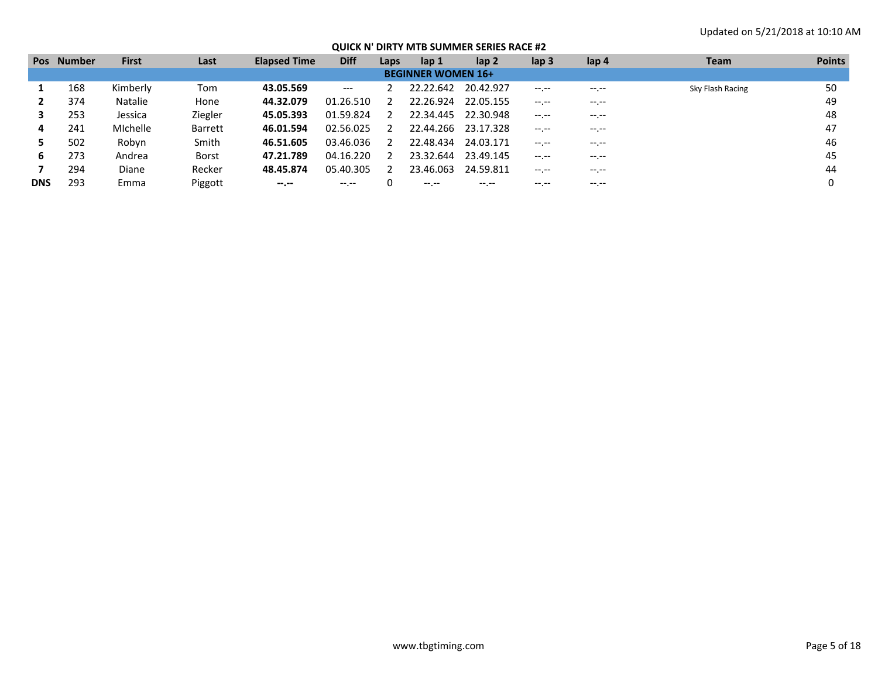Updated on 5/21/2018 at 10:10 AM

## QUICK N' DIRTY MTB SUMMER SERIES RACE #2

| Pos | Number | First | Last | Elapsed Time | Diff | Laps | lap 1 | lap 2 | lap 3 | lap 4 | Team | Points |
|---|---|---|---|---|---|---|---|---|---|---|---|---|
| | | | | | | BEGINNER WOMEN 16+ | | | | | | |
| **1** | 168 | Kimberly | Tom | **43.05.569** | --- | 2 | 22.22.642 | 20.42.927 | --.-- | --.-- | Sky Flash Racing | 50 |
| **2** | 374 | Natalie | Hone | **44.32.079** | 01.26.510 | 2 | 22.26.924 | 22.05.155 | --.-- | --.-- | | 49 |
| **3** | 253 | Jessica | Ziegler | **45.05.393** | 01.59.824 | 2 | 22.34.445 | 22.30.948 | --.-- | --.-- | | 48 |
| **4** | 241 | MIchelle | Barrett | **46.01.594** | 02.56.025 | 2 | 22.44.266 | 23.17.328 | --.-- | --.-- | | 47 |
| **5** | 502 | Robyn | Smith | **46.51.605** | 03.46.036 | 2 | 22.48.434 | 24.03.171 | --.-- | --.-- | | 46 |
| **6** | 273 | Andrea | Borst | **47.21.789** | 04.16.220 | 2 | 23.32.644 | 23.49.145 | --.-- | --.-- | | 45 |
| **7** | 294 | Diane | Recker | **48.45.874** | 05.40.305 | 2 | 23.46.063 | 24.59.811 | --.-- | --.-- | | 44 |
| **DNS** | 293 | Emma | Piggott | **--.--** | --.-- | 0 | --.-- | --.-- | --.-- | --.-- | | 0 |

www.tbgtiming.com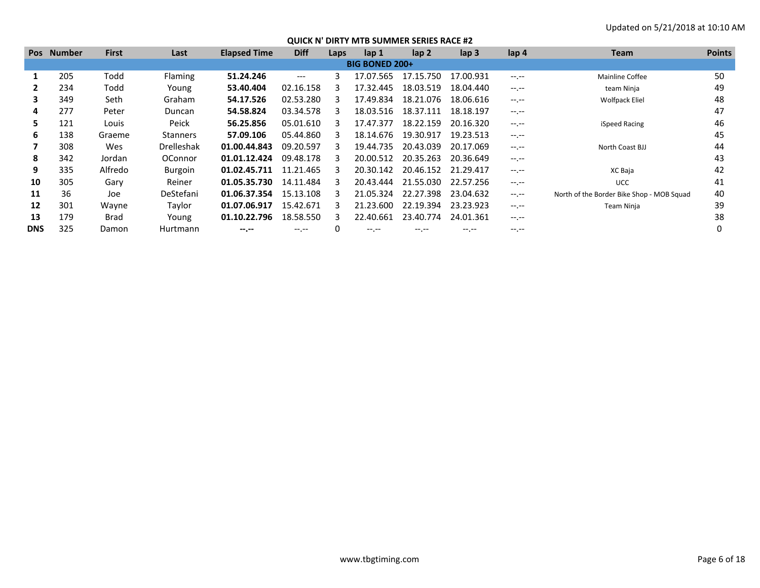Updated on 5/21/2018 at 10:10 AM

## QUICK N' DIRTY MTB SUMMER SERIES RACE #2

| Pos | Number | First | Last | Elapsed Time | Diff | Laps | lap 1 | lap 2 | lap 3 | lap 4 | Team | Points |
|---|---|---|---|---|---|---|---|---|---|---|---|---|
| **BIG BONED 200+** | | | | | | | | | | | | |
| **1** | 205 | Todd | Flaming | **51.24.246** | --- | 3 | 17.07.565 | 17.15.750 | 17.00.931 | --.-- | Mainline Coffee | 50 |
| **2** | 234 | Todd | Young | **53.40.404** | 02.16.158 | 3 | 17.32.445 | 18.03.519 | 18.04.440 | --.-- | team Ninja | 49 |
| **3** | 349 | Seth | Graham | **54.17.526** | 02.53.280 | 3 | 17.49.834 | 18.21.076 | 18.06.616 | --.-- | Wolfpack Eliel | 48 |
| **4** | 277 | Peter | Duncan | **54.58.824** | 03.34.578 | 3 | 18.03.516 | 18.37.111 | 18.18.197 | --.-- | | 47 |
| **5** | 121 | Louis | Peick | **56.25.856** | 05.01.610 | 3 | 17.47.377 | 18.22.159 | 20.16.320 | --.-- | iSpeed Racing | 46 |
| **6** | 138 | Graeme | Stanners | **57.09.106** | 05.44.860 | 3 | 18.14.676 | 19.30.917 | 19.23.513 | --.-- | | 45 |
| **7** | 308 | Wes | Drelleshak | **01.00.44.843** | 09.20.597 | 3 | 19.44.735 | 20.43.039 | 20.17.069 | --.-- | North Coast BJJ | 44 |
| **8** | 342 | Jordan | OConnor | **01.01.12.424** | 09.48.178 | 3 | 20.00.512 | 20.35.263 | 20.36.649 | --.-- | | 43 |
| **9** | 335 | Alfredo | Burgoin | **01.02.45.711** | 11.21.465 | 3 | 20.30.142 | 20.46.152 | 21.29.417 | --.-- | XC Baja | 42 |
| **10** | 305 | Gary | Reiner | **01.05.35.730** | 14.11.484 | 3 | 20.43.444 | 21.55.030 | 22.57.256 | --.-- | UCC | 41 |
| **11** | 36 | Joe | DeStefani | **01.06.37.354** | 15.13.108 | 3 | 21.05.324 | 22.27.398 | 23.04.632 | --.-- | North of the Border Bike Shop - MOB Squad | 40 |
| **12** | 301 | Wayne | Taylor | **01.07.06.917** | 15.42.671 | 3 | 21.23.600 | 22.19.394 | 23.23.923 | --.-- | Team Ninja | 39 |
| **13** | 179 | Brad | Young | **01.10.22.796** | 18.58.550 | 3 | 22.40.661 | 23.40.774 | 24.01.361 | --.-- | | 38 |
| **DNS** | 325 | Damon | Hurtmann | **--.--** | --.-- | 0 | --.-- | --.-- | --.-- | --.-- | | 0 |

www.tbgtiming.com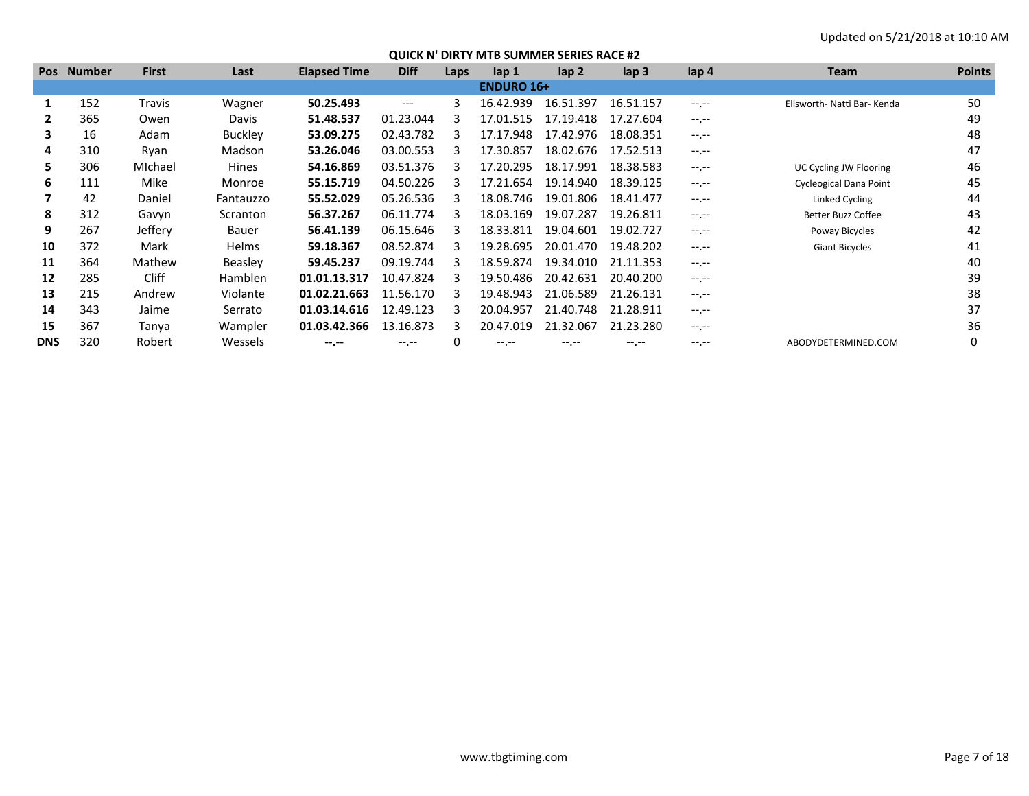Updated on 5/21/2018 at 10:10 AM

## QUICK N' DIRTY MTB SUMMER SERIES RACE #2

| Pos | Number | First | Last | Elapsed Time | Diff | Laps | lap 1 | lap 2 | lap 3 | lap 4 | Team | Points |
|---|---|---|---|---|---|---|---|---|---|---|---|---|
| **ENDURO 16+** | | | | | | | | | | | | |
| **1** | 152 | Travis | Wagner | **50.25.493** | --- | 3 | 16.42.939 | 16.51.397 | 16.51.157 | --.-- | Ellsworth- Natti Bar- Kenda | 50 |
| **2** | 365 | Owen | Davis | **51.48.537** | 01.23.044 | 3 | 17.01.515 | 17.19.418 | 17.27.604 | --.-- | | 49 |
| **3** | 16 | Adam | Buckley | **53.09.275** | 02.43.782 | 3 | 17.17.948 | 17.42.976 | 18.08.351 | --.-- | | 48 |
| **4** | 310 | Ryan | Madson | **53.26.046** | 03.00.553 | 3 | 17.30.857 | 18.02.676 | 17.52.513 | --.-- | | 47 |
| **5** | 306 | MIchael | Hines | **54.16.869** | 03.51.376 | 3 | 17.20.295 | 18.17.991 | 18.38.583 | --.-- | UC Cycling JW Flooring | 46 |
| **6** | 111 | Mike | Monroe | **55.15.719** | 04.50.226 | 3 | 17.21.654 | 19.14.940 | 18.39.125 | --.-- | Cycleogical Dana Point | 45 |
| **7** | 42 | Daniel | Fantauzzo | **55.52.029** | 05.26.536 | 3 | 18.08.746 | 19.01.806 | 18.41.477 | --.-- | Linked Cycling | 44 |
| **8** | 312 | Gavyn | Scranton | **56.37.267** | 06.11.774 | 3 | 18.03.169 | 19.07.287 | 19.26.811 | --.-- | Better Buzz Coffee | 43 |
| **9** | 267 | Jeffery | Bauer | **56.41.139** | 06.15.646 | 3 | 18.33.811 | 19.04.601 | 19.02.727 | --.-- | Poway Bicycles | 42 |
| **10** | 372 | Mark | Helms | **59.18.367** | 08.52.874 | 3 | 19.28.695 | 20.01.470 | 19.48.202 | --.-- | Giant Bicycles | 41 |
| **11** | 364 | Mathew | Beasley | **59.45.237** | 09.19.744 | 3 | 18.59.874 | 19.34.010 | 21.11.353 | --.-- | | 40 |
| **12** | 285 | Cliff | Hamblen | **01.01.13.317** | 10.47.824 | 3 | 19.50.486 | 20.42.631 | 20.40.200 | --.-- | | 39 |
| **13** | 215 | Andrew | Violante | **01.02.21.663** | 11.56.170 | 3 | 19.48.943 | 21.06.589 | 21.26.131 | --.-- | | 38 |
| **14** | 343 | Jaime | Serrato | **01.03.14.616** | 12.49.123 | 3 | 20.04.957 | 21.40.748 | 21.28.911 | --.-- | | 37 |
| **15** | 367 | Tanya | Wampler | **01.03.42.366** | 13.16.873 | 3 | 20.47.019 | 21.32.067 | 21.23.280 | --.-- | | 36 |
| **DNS** | 320 | Robert | Wessels | **--.--** | --.-- | 0 | --.-- | --.-- | --.-- | --.-- | ABODYDETERMINED.COM | 0 |

www.tbgtiming.com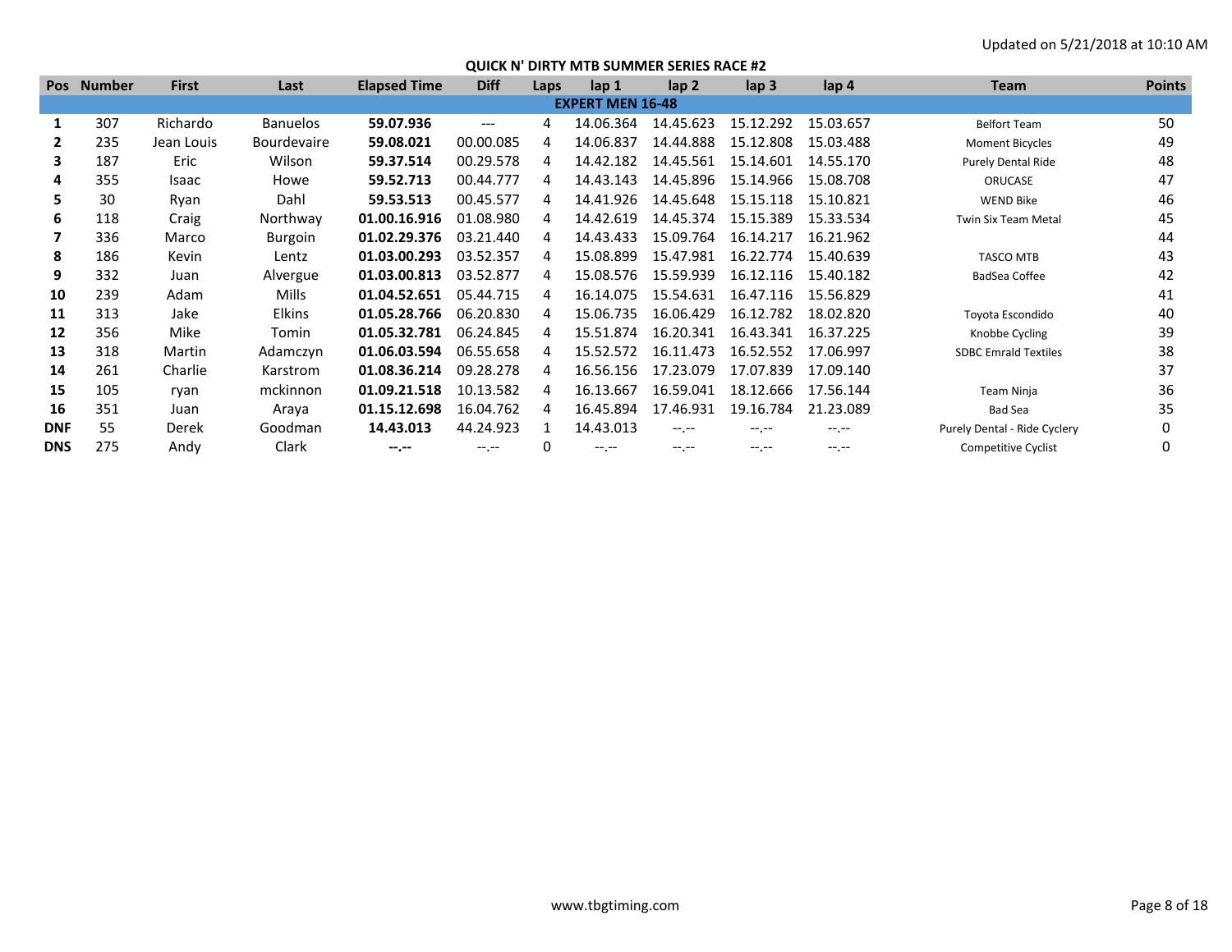Updated on 5/21/2018 at 10:10 AM

## QUICK N' DIRTY MTB SUMMER SERIES RACE #2

| Pos | Number | First | Last | Elapsed Time | Diff | Laps | lap 1 | lap 2 | lap 3 | lap 4 | Team | Points |
|---|---|---|---|---|---|---|---|---|---|---|---|---|
| | | | | | | **EXPERT MEN 16-48** | | | | | | |
| **1** | 307 | Richardo | Banuelos | **59.07.936** | --- | 4 | 14.06.364 | 14.45.623 | 15.12.292 | 15.03.657 | Belfort Team | 50 |
| **2** | 235 | Jean Louis | Bourdevaire | **59.08.021** | 00.00.085 | 4 | 14.06.837 | 14.44.888 | 15.12.808 | 15.03.488 | Moment Bicycles | 49 |
| **3** | 187 | Eric | Wilson | **59.37.514** | 00.29.578 | 4 | 14.42.182 | 14.45.561 | 15.14.601 | 14.55.170 | Purely Dental Ride | 48 |
| **4** | 355 | Isaac | Howe | **59.52.713** | 00.44.777 | 4 | 14.43.143 | 14.45.896 | 15.14.966 | 15.08.708 | ORUCASE | 47 |
| **5** | 30 | Ryan | Dahl | **59.53.513** | 00.45.577 | 4 | 14.41.926 | 14.45.648 | 15.15.118 | 15.10.821 | WEND Bike | 46 |
| **6** | 118 | Craig | Northway | **01.00.16.916** | 01.08.980 | 4 | 14.42.619 | 14.45.374 | 15.15.389 | 15.33.534 | Twin Six Team Metal | 45 |
| **7** | 336 | Marco | Burgoin | **01.02.29.376** | 03.21.440 | 4 | 14.43.433 | 15.09.764 | 16.14.217 | 16.21.962 | | 44 |
| **8** | 186 | Kevin | Lentz | **01.03.00.293** | 03.52.357 | 4 | 15.08.899 | 15.47.981 | 16.22.774 | 15.40.639 | TASCO MTB | 43 |
| **9** | 332 | Juan | Alvergue | **01.03.00.813** | 03.52.877 | 4 | 15.08.576 | 15.59.939 | 16.12.116 | 15.40.182 | BadSea Coffee | 42 |
| **10** | 239 | Adam | Mills | **01.04.52.651** | 05.44.715 | 4 | 16.14.075 | 15.54.631 | 16.47.116 | 15.56.829 | | 41 |
| **11** | 313 | Jake | Elkins | **01.05.28.766** | 06.20.830 | 4 | 15.06.735 | 16.06.429 | 16.12.782 | 18.02.820 | Toyota Escondido | 40 |
| **12** | 356 | Mike | Tomin | **01.05.32.781** | 06.24.845 | 4 | 15.51.874 | 16.20.341 | 16.43.341 | 16.37.225 | Knobbe Cycling | 39 |
| **13** | 318 | Martin | Adamczyn | **01.06.03.594** | 06.55.658 | 4 | 15.52.572 | 16.11.473 | 16.52.552 | 17.06.997 | SDBC Emrald Textiles | 38 |
| **14** | 261 | Charlie | Karstrom | **01.08.36.214** | 09.28.278 | 4 | 16.56.156 | 17.23.079 | 17.07.839 | 17.09.140 | | 37 |
| **15** | 105 | ryan | mckinnon | **01.09.21.518** | 10.13.582 | 4 | 16.13.667 | 16.59.041 | 18.12.666 | 17.56.144 | Team Ninja | 36 |
| **16** | 351 | Juan | Araya | **01.15.12.698** | 16.04.762 | 4 | 16.45.894 | 17.46.931 | 19.16.784 | 21.23.089 | Bad Sea | 35 |
| **DNF** | 55 | Derek | Goodman | **14.43.013** | 44.24.923 | 1 | 14.43.013 | --.-- | --.-- | --.-- | Purely Dental - Ride Cyclery | 0 |
| **DNS** | 275 | Andy | Clark | **--.--** | --.-- | 0 | --.-- | --.-- | --.-- | --.-- | Competitive Cyclist | 0 |

www.tbgtiming.com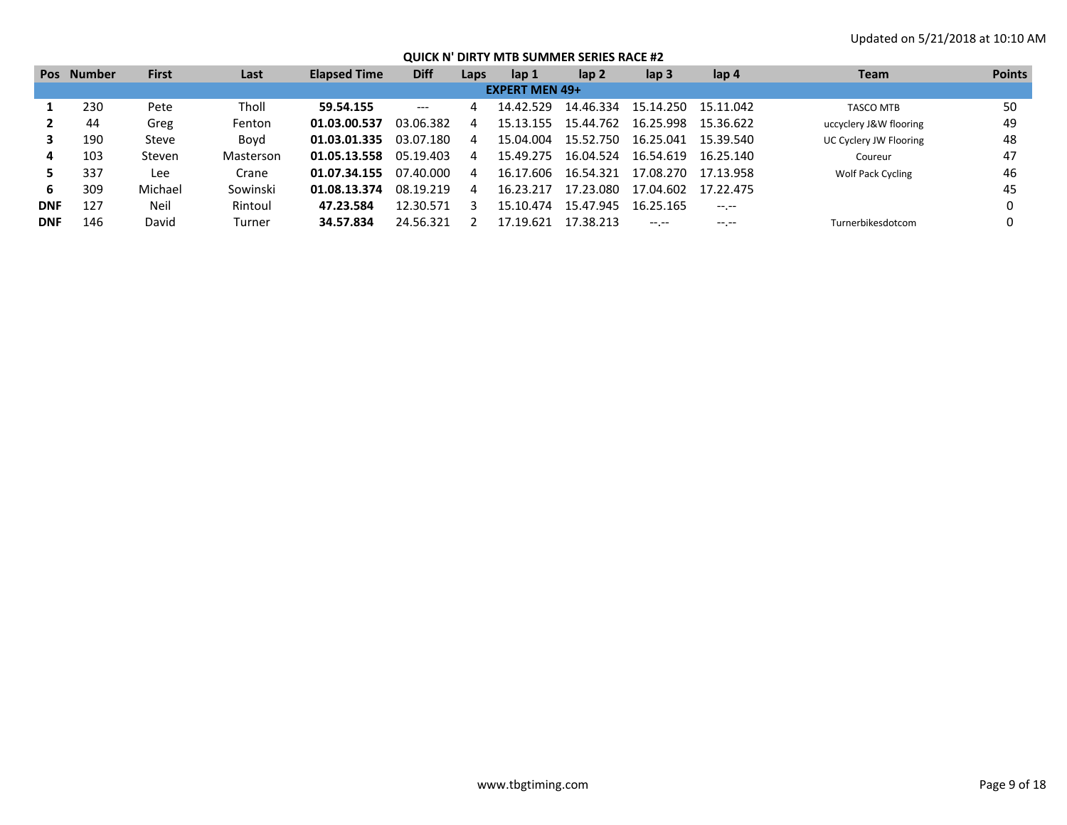Updated on 5/21/2018 at 10:10 AM

## QUICK N' DIRTY MTB SUMMER SERIES RACE #2

| Pos | Number | First | Last | Elapsed Time | Diff | Laps | lap 1 | lap 2 | lap 3 | lap 4 | Team | Points |
|---|---|---|---|---|---|---|---|---|---|---|---|---|
| **EXPERT MEN 49+** | | | | | | | | | | | | |
| **1** | 230 | Pete | Tholl | **59.54.155** | --- | 4 | 14.42.529 | 14.46.334 | 15.14.250 | 15.11.042 | TASCO MTB | 50 |
| **2** | 44 | Greg | Fenton | **01.03.00.537** | 03.06.382 | 4 | 15.13.155 | 15.44.762 | 16.25.998 | 15.36.622 | uccyclery J&W flooring | 49 |
| **3** | 190 | Steve | Boyd | **01.03.01.335** | 03.07.180 | 4 | 15.04.004 | 15.52.750 | 16.25.041 | 15.39.540 | UC Cyclery JW Flooring | 48 |
| **4** | 103 | Steven | Masterson | **01.05.13.558** | 05.19.403 | 4 | 15.49.275 | 16.04.524 | 16.54.619 | 16.25.140 | Coureur | 47 |
| **5** | 337 | Lee | Crane | **01.07.34.155** | 07.40.000 | 4 | 16.17.606 | 16.54.321 | 17.08.270 | 17.13.958 | Wolf Pack Cycling | 46 |
| **6** | 309 | Michael | Sowinski | **01.08.13.374** | 08.19.219 | 4 | 16.23.217 | 17.23.080 | 17.04.602 | 17.22.475 | | 45 |
| **DNF** | 127 | Neil | Rintoul | **47.23.584** | 12.30.571 | 3 | 15.10.474 | 15.47.945 | 16.25.165 | --.-- | | 0 |
| **DNF** | 146 | David | Turner | **34.57.834** | 24.56.321 | 2 | 17.19.621 | 17.38.213 | --.-- | --.-- | Turnerbikesdotcom | 0 |

www.tbgtiming.com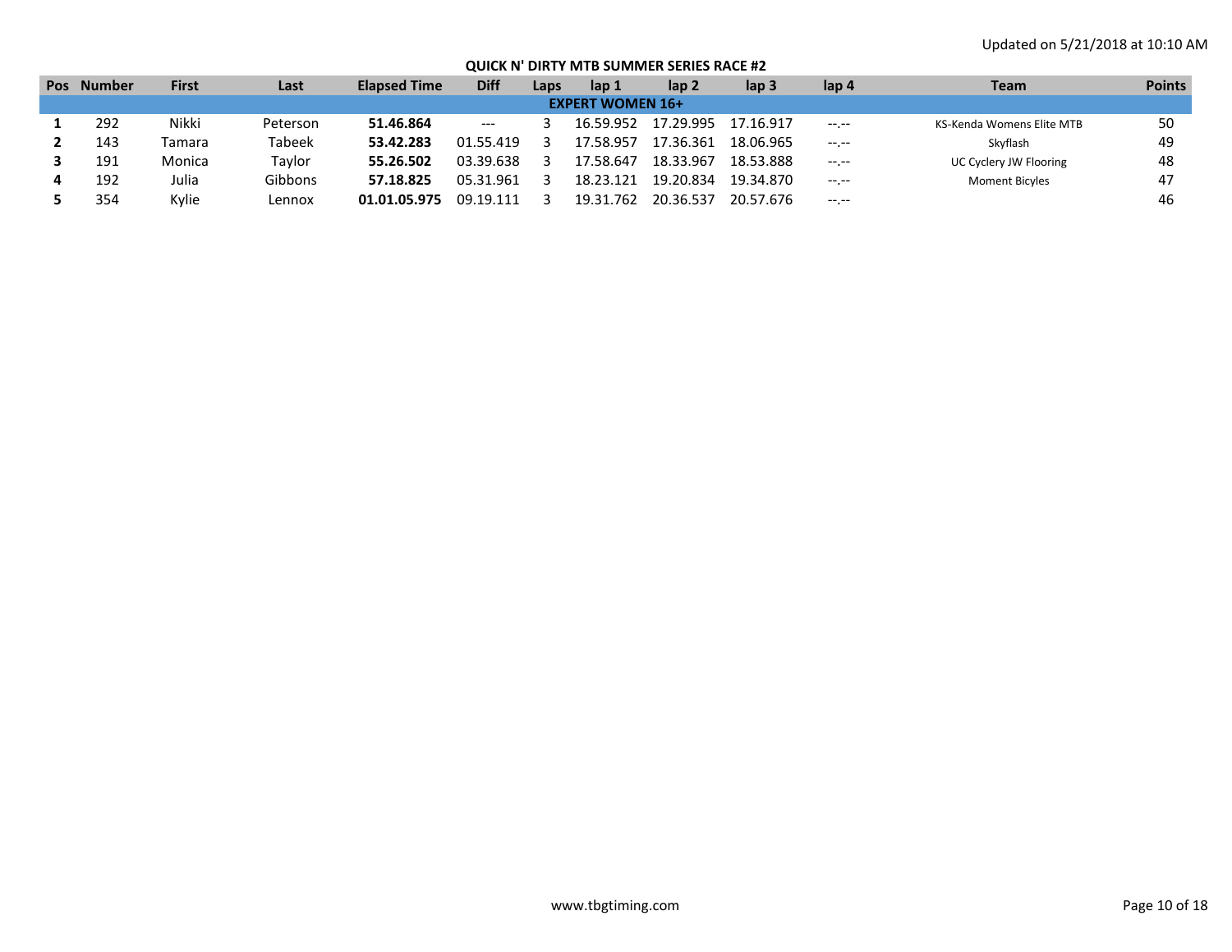Updated on 5/21/2018 at 10:10 AM

## QUICK N' DIRTY MTB SUMMER SERIES RACE #2

| Pos | Number | First | Last | Elapsed Time | Diff | Laps | lap 1 | lap 2 | lap 3 | lap 4 | Team | Points |
|---|---|---|---|---|---|---|---|---|---|---|---|---|
| **EXPERT WOMEN 16+** | | | | | | | | | | | | |
| **1** | 292 | Nikki | Peterson | **51.46.864** | --- | 3 | 16.59.952 | 17.29.995 | 17.16.917 | --.-- | KS-Kenda Womens Elite MTB | 50 |
| **2** | 143 | Tamara | Tabeek | **53.42.283** | 01.55.419 | 3 | 17.58.957 | 17.36.361 | 18.06.965 | --.-- | Skyflash | 49 |
| **3** | 191 | Monica | Taylor | **55.26.502** | 03.39.638 | 3 | 17.58.647 | 18.33.967 | 18.53.888 | --.-- | UC Cyclery JW Flooring | 48 |
| **4** | 192 | Julia | Gibbons | **57.18.825** | 05.31.961 | 3 | 18.23.121 | 19.20.834 | 19.34.870 | --.-- | Moment Bicyles | 47 |
| **5** | 354 | Kylie | Lennox | **01.01.05.975** | 09.19.111 | 3 | 19.31.762 | 20.36.537 | 20.57.676 | --.-- | | 46 |

www.tbgtiming.com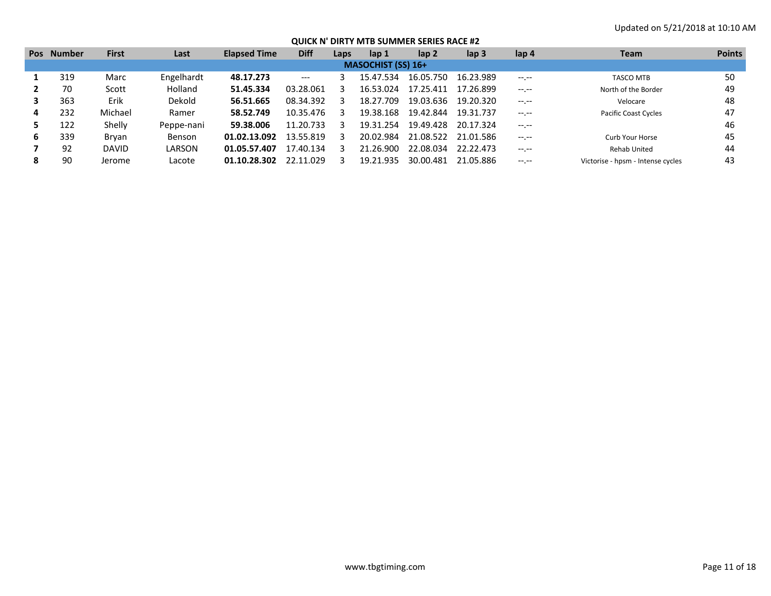Updated on 5/21/2018 at 10:10 AM

## QUICK N' DIRTY MTB SUMMER SERIES RACE #2

| Pos | Number | First | Last | Elapsed Time | Diff | Laps | lap 1 | lap 2 | lap 3 | lap 4 | Team | Points |
|---|---|---|---|---|---|---|---|---|---|---|---|---|
| **MASOCHIST (SS) 16+** | | | | | | | | | | | | |
| **1** | 319 | Marc | Engelhardt | **48.17.273** | --- | 3 | 15.47.534 | 16.05.750 | 16.23.989 | --.-- | TASCO MTB | 50 |
| **2** | 70 | Scott | Holland | **51.45.334** | 03.28.061 | 3 | 16.53.024 | 17.25.411 | 17.26.899 | --.-- | North of the Border | 49 |
| **3** | 363 | Erik | Dekold | **56.51.665** | 08.34.392 | 3 | 18.27.709 | 19.03.636 | 19.20.320 | --.-- | Velocare | 48 |
| **4** | 232 | Michael | Ramer | **58.52.749** | 10.35.476 | 3 | 19.38.168 | 19.42.844 | 19.31.737 | --.-- | Pacific Coast Cycles | 47 |
| **5** | 122 | Shelly | Peppe-nani | **59.38.006** | 11.20.733 | 3 | 19.31.254 | 19.49.428 | 20.17.324 | --.-- | | 46 |
| **6** | 339 | Bryan | Benson | **01.02.13.092** | 13.55.819 | 3 | 20.02.984 | 21.08.522 | 21.01.586 | --.-- | Curb Your Horse | 45 |
| **7** | 92 | DAVID | LARSON | **01.05.57.407** | 17.40.134 | 3 | 21.26.900 | 22.08.034 | 22.22.473 | --.-- | Rehab United | 44 |
| **8** | 90 | Jerome | Lacote | **01.10.28.302** | 22.11.029 | 3 | 19.21.935 | 30.00.481 | 21.05.886 | --.-- | Victorise - hpsm - Intense cycles | 43 |

www.tbgtiming.com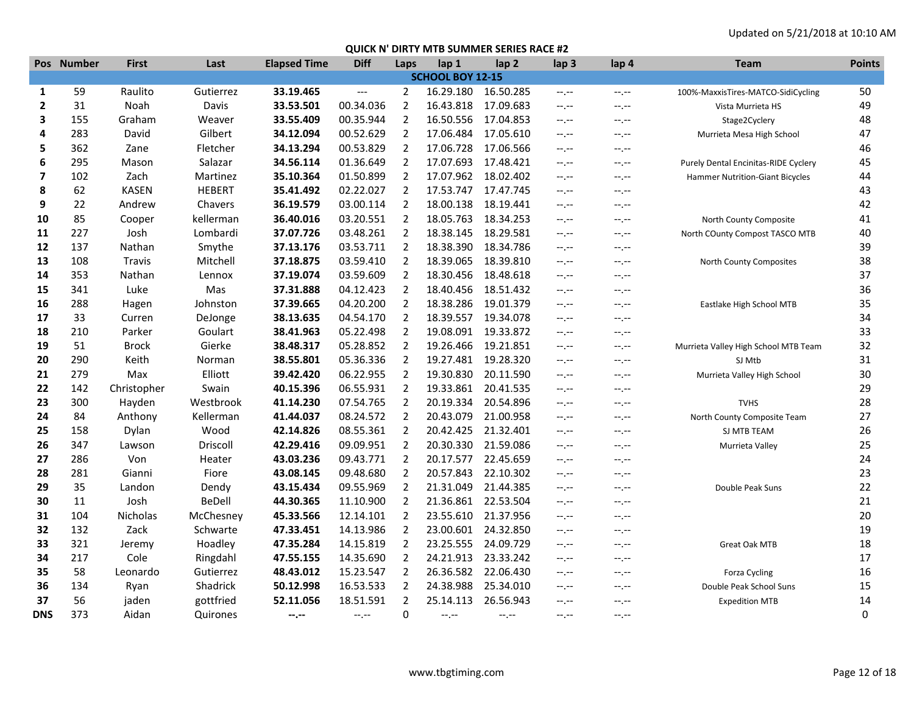Updated on 5/21/2018 at 10:10 AM

## QUICK N' DIRTY MTB SUMMER SERIES RACE #2

| Pos | Number | First | Last | Elapsed Time | Diff | Laps | lap 1 | lap 2 | lap 3 | lap 4 | Team | Points |
|---|---|---|---|---|---|---|---|---|---|---|---|---|
| | | | | | | **SCHOOL BOY 12-15** | | | | | | |
| 1 | 59 | Raulito | Gutierrez | **33.19.465** | --- | 2 | 16.29.180 | 16.50.285 | --.-- | --.-- | 100%-MaxxisTires-MATCO-SidiCycling | 50 |
| 2 | 31 | Noah | Davis | **33.53.501** | 00.34.036 | 2 | 16.43.818 | 17.09.683 | --.-- | --.-- | Vista Murrieta HS | 49 |
| 3 | 155 | Graham | Weaver | **33.55.409** | 00.35.944 | 2 | 16.50.556 | 17.04.853 | --.-- | --.-- | Stage2Cyclery | 48 |
| 4 | 283 | David | Gilbert | **34.12.094** | 00.52.629 | 2 | 17.06.484 | 17.05.610 | --.-- | --.-- | Murrieta Mesa High School | 47 |
| 5 | 362 | Zane | Fletcher | **34.13.294** | 00.53.829 | 2 | 17.06.728 | 17.06.566 | --.-- | --.-- | | 46 |
| 6 | 295 | Mason | Salazar | **34.56.114** | 01.36.649 | 2 | 17.07.693 | 17.48.421 | --.-- | --.-- | Purely Dental Encinitas-RIDE Cyclery | 45 |
| 7 | 102 | Zach | Martinez | **35.10.364** | 01.50.899 | 2 | 17.07.962 | 18.02.402 | --.-- | --.-- | Hammer Nutrition-Giant Bicycles | 44 |
| 8 | 62 | KASEN | HEBERT | **35.41.492** | 02.22.027 | 2 | 17.53.747 | 17.47.745 | --.-- | --.-- | | 43 |
| 9 | 22 | Andrew | Chavers | **36.19.579** | 03.00.114 | 2 | 18.00.138 | 18.19.441 | --.-- | --.-- | | 42 |
| 10 | 85 | Cooper | kellerman | **36.40.016** | 03.20.551 | 2 | 18.05.763 | 18.34.253 | --.-- | --.-- | North County Composite | 41 |
| 11 | 227 | Josh | Lombardi | **37.07.726** | 03.48.261 | 2 | 18.38.145 | 18.29.581 | --.-- | --.-- | North COunty Compost TASCO MTB | 40 |
| 12 | 137 | Nathan | Smythe | **37.13.176** | 03.53.711 | 2 | 18.38.390 | 18.34.786 | --.-- | --.-- | | 39 |
| 13 | 108 | Travis | Mitchell | **37.18.875** | 03.59.410 | 2 | 18.39.065 | 18.39.810 | --.-- | --.-- | North County Composites | 38 |
| 14 | 353 | Nathan | Lennox | **37.19.074** | 03.59.609 | 2 | 18.30.456 | 18.48.618 | --.-- | --.-- | | 37 |
| 15 | 341 | Luke | Mas | **37.31.888** | 04.12.423 | 2 | 18.40.456 | 18.51.432 | --.-- | --.-- | | 36 |
| 16 | 288 | Hagen | Johnston | **37.39.665** | 04.20.200 | 2 | 18.38.286 | 19.01.379 | --.-- | --.-- | Eastlake High School MTB | 35 |
| 17 | 33 | Curren | DeJonge | **38.13.635** | 04.54.170 | 2 | 18.39.557 | 19.34.078 | --.-- | --.-- | | 34 |
| 18 | 210 | Parker | Goulart | **38.41.963** | 05.22.498 | 2 | 19.08.091 | 19.33.872 | --.-- | --.-- | | 33 |
| 19 | 51 | Brock | Gierke | **38.48.317** | 05.28.852 | 2 | 19.26.466 | 19.21.851 | --.-- | --.-- | Murrieta Valley High School MTB Team | 32 |
| 20 | 290 | Keith | Norman | **38.55.801** | 05.36.336 | 2 | 19.27.481 | 19.28.320 | --.-- | --.-- | SJ Mtb | 31 |
| 21 | 279 | Max | Elliott | **39.42.420** | 06.22.955 | 2 | 19.30.830 | 20.11.590 | --.-- | --.-- | Murrieta Valley High School | 30 |
| 22 | 142 | Christopher | Swain | **40.15.396** | 06.55.931 | 2 | 19.33.861 | 20.41.535 | --.-- | --.-- | | 29 |
| 23 | 300 | Hayden | Westbrook | **41.14.230** | 07.54.765 | 2 | 20.19.334 | 20.54.896 | --.-- | --.-- | TVHS | 28 |
| 24 | 84 | Anthony | Kellerman | **41.44.037** | 08.24.572 | 2 | 20.43.079 | 21.00.958 | --.-- | --.-- | North County Composite Team | 27 |
| 25 | 158 | Dylan | Wood | **42.14.826** | 08.55.361 | 2 | 20.42.425 | 21.32.401 | --.-- | --.-- | SJ MTB TEAM | 26 |
| 26 | 347 | Lawson | Driscoll | **42.29.416** | 09.09.951 | 2 | 20.30.330 | 21.59.086 | --.-- | --.-- | Murrieta Valley | 25 |
| 27 | 286 | Von | Heater | **43.03.236** | 09.43.771 | 2 | 20.17.577 | 22.45.659 | --.-- | --.-- | | 24 |
| 28 | 281 | Gianni | Fiore | **43.08.145** | 09.48.680 | 2 | 20.57.843 | 22.10.302 | --.-- | --.-- | | 23 |
| 29 | 35 | Landon | Dendy | **43.15.434** | 09.55.969 | 2 | 21.31.049 | 21.44.385 | --.-- | --.-- | Double Peak Suns | 22 |
| 30 | 11 | Josh | BeDell | **44.30.365** | 11.10.900 | 2 | 21.36.861 | 22.53.504 | --.-- | --.-- | | 21 |
| 31 | 104 | Nicholas | McChesney | **45.33.566** | 12.14.101 | 2 | 23.55.610 | 21.37.956 | --.-- | --.-- | | 20 |
| 32 | 132 | Zack | Schwarte | **47.33.451** | 14.13.986 | 2 | 23.00.601 | 24.32.850 | --.-- | --.-- | | 19 |
| 33 | 321 | Jeremy | Hoadley | **47.35.284** | 14.15.819 | 2 | 23.25.555 | 24.09.729 | --.-- | --.-- | Great Oak MTB | 18 |
| 34 | 217 | Cole | Ringdahl | **47.55.155** | 14.35.690 | 2 | 24.21.913 | 23.33.242 | --.-- | --.-- | | 17 |
| 35 | 58 | Leonardo | Gutierrez | **48.43.012** | 15.23.547 | 2 | 26.36.582 | 22.06.430 | --.-- | --.-- | Forza Cycling | 16 |
| 36 | 134 | Ryan | Shadrick | **50.12.998** | 16.53.533 | 2 | 24.38.988 | 25.34.010 | --.-- | --.-- | Double Peak School Suns | 15 |
| 37 | 56 | jaden | gottfried | **52.11.056** | 18.51.591 | 2 | 25.14.113 | 26.56.943 | --.-- | --.-- | Expedition MTB | 14 |
| DNS | 373 | Aidan | Quirones | **--.--** | --.-- | 0 | --.-- | --.-- | --.-- | --.-- | | 0 |

www.tbgtiming.com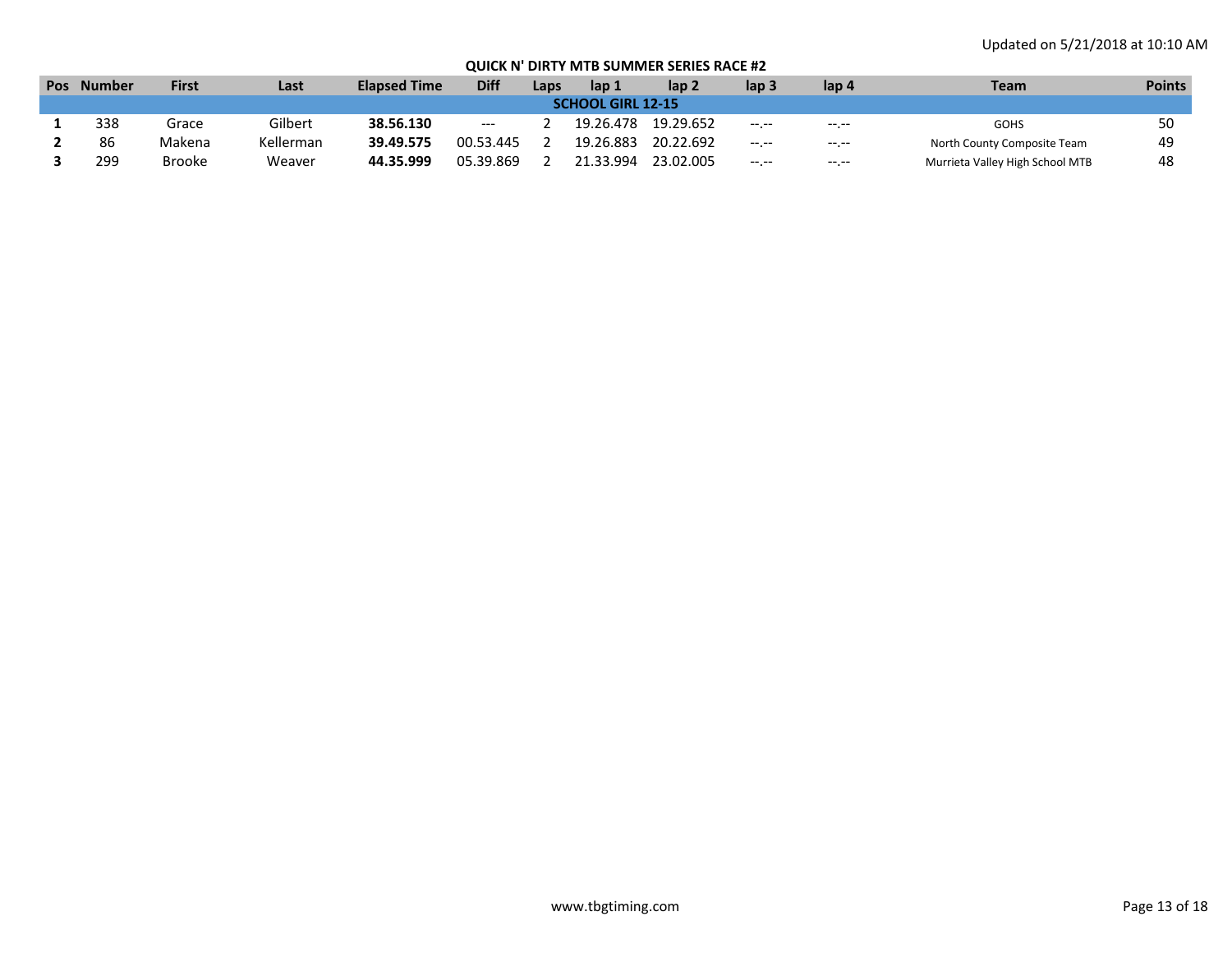Updated on 5/21/2018 at 10:10 AM

**QUICK N' DIRTY MTB SUMMER SERIES RACE #2**

| Pos | Number | First | Last | Elapsed Time | Diff | Laps | lap 1 | lap 2 | lap 3 | lap 4 | Team | Points |
|---|---|---|---|---|---|---|---|---|---|---|---|---|
| | | | | | | **SCHOOL GIRL 12-15** | | | | | | |
| **1** | 338 | Grace | Gilbert | **38.56.130** | --- | 2 | 19.26.478 | 19.29.652 | --.-- | --.-- | GOHS | 50 |
| **2** | 86 | Makena | Kellerman | **39.49.575** | 00.53.445 | 2 | 19.26.883 | 20.22.692 | --.-- | --.-- | North County Composite Team | 49 |
| **3** | 299 | Brooke | Weaver | **44.35.999** | 05.39.869 | 2 | 21.33.994 | 23.02.005 | --.-- | --.-- | Murrieta Valley High School MTB | 48 |

www.tbgtiming.com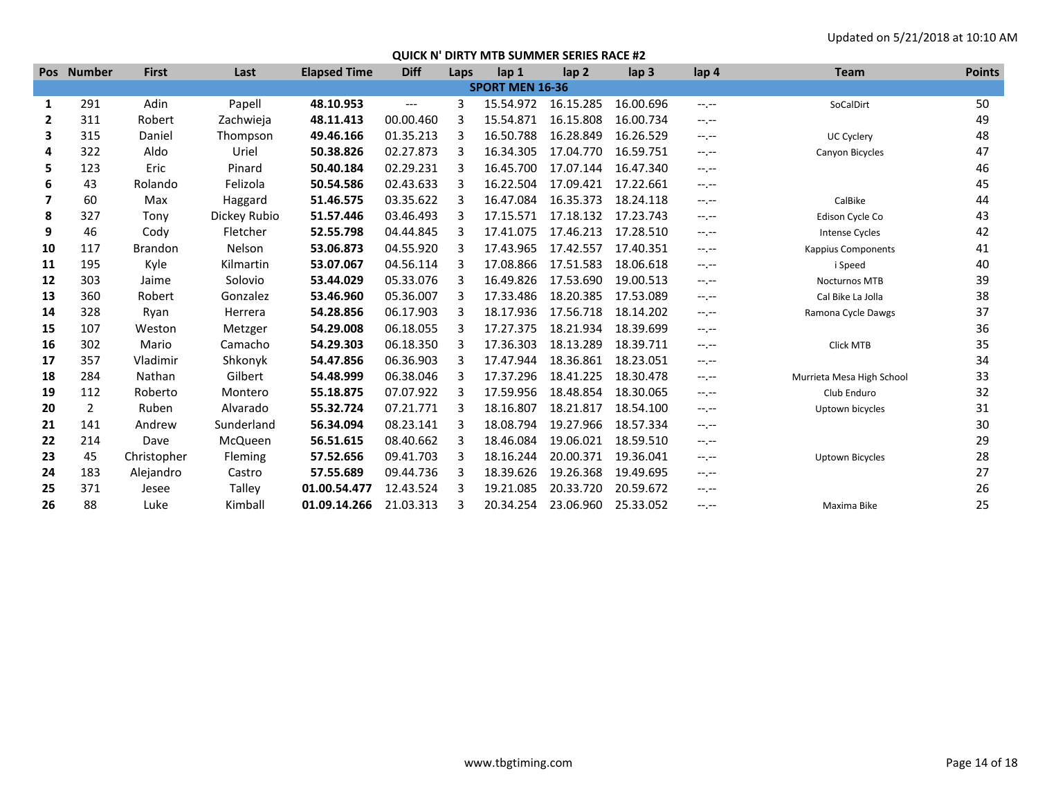Updated on 5/21/2018 at 10:10 AM

## QUICK N' DIRTY MTB SUMMER SERIES RACE #2

| Pos | Number | First | Last | Elapsed Time | Diff | Laps | lap 1 | lap 2 | lap 3 | lap 4 | Team | Points |
|---|---|---|---|---|---|---|---|---|---|---|---|---|
| **SPORT MEN 16-36** | | | | | | | | | | | | |
| **1** | 291 | Adin | Papell | **48.10.953** | --- | 3 | 15.54.972 | 16.15.285 | 16.00.696 | --.-- | SoCalDirt | 50 |
| **2** | 311 | Robert | Zachwieja | **48.11.413** | 00.00.460 | 3 | 15.54.871 | 16.15.808 | 16.00.734 | --.-- | | 49 |
| **3** | 315 | Daniel | Thompson | **49.46.166** | 01.35.213 | 3 | 16.50.788 | 16.28.849 | 16.26.529 | --.-- | UC Cyclery | 48 |
| **4** | 322 | Aldo | Uriel | **50.38.826** | 02.27.873 | 3 | 16.34.305 | 17.04.770 | 16.59.751 | --.-- | Canyon Bicycles | 47 |
| **5** | 123 | Eric | Pinard | **50.40.184** | 02.29.231 | 3 | 16.45.700 | 17.07.144 | 16.47.340 | --.-- | | 46 |
| **6** | 43 | Rolando | Felizola | **50.54.586** | 02.43.633 | 3 | 16.22.504 | 17.09.421 | 17.22.661 | --.-- | | 45 |
| **7** | 60 | Max | Haggard | **51.46.575** | 03.35.622 | 3 | 16.47.084 | 16.35.373 | 18.24.118 | --.-- | CalBike | 44 |
| **8** | 327 | Tony | Dickey Rubio | **51.57.446** | 03.46.493 | 3 | 17.15.571 | 17.18.132 | 17.23.743 | --.-- | Edison Cycle Co | 43 |
| **9** | 46 | Cody | Fletcher | **52.55.798** | 04.44.845 | 3 | 17.41.075 | 17.46.213 | 17.28.510 | --.-- | Intense Cycles | 42 |
| **10** | 117 | Brandon | Nelson | **53.06.873** | 04.55.920 | 3 | 17.43.965 | 17.42.557 | 17.40.351 | --.-- | Kappius Components | 41 |
| **11** | 195 | Kyle | Kilmartin | **53.07.067** | 04.56.114 | 3 | 17.08.866 | 17.51.583 | 18.06.618 | --.-- | i Speed | 40 |
| **12** | 303 | Jaime | Solovio | **53.44.029** | 05.33.076 | 3 | 16.49.826 | 17.53.690 | 19.00.513 | --.-- | Nocturnos MTB | 39 |
| **13** | 360 | Robert | Gonzalez | **53.46.960** | 05.36.007 | 3 | 17.33.486 | 18.20.385 | 17.53.089 | --.-- | Cal Bike La Jolla | 38 |
| **14** | 328 | Ryan | Herrera | **54.28.856** | 06.17.903 | 3 | 18.17.936 | 17.56.718 | 18.14.202 | --.-- | Ramona Cycle Dawgs | 37 |
| **15** | 107 | Weston | Metzger | **54.29.008** | 06.18.055 | 3 | 17.27.375 | 18.21.934 | 18.39.699 | --.-- | | 36 |
| **16** | 302 | Mario | Camacho | **54.29.303** | 06.18.350 | 3 | 17.36.303 | 18.13.289 | 18.39.711 | --.-- | Click MTB | 35 |
| **17** | 357 | Vladimir | Shkonyk | **54.47.856** | 06.36.903 | 3 | 17.47.944 | 18.36.861 | 18.23.051 | --.-- | | 34 |
| **18** | 284 | Nathan | Gilbert | **54.48.999** | 06.38.046 | 3 | 17.37.296 | 18.41.225 | 18.30.478 | --.-- | Murrieta Mesa High School | 33 |
| **19** | 112 | Roberto | Montero | **55.18.875** | 07.07.922 | 3 | 17.59.956 | 18.48.854 | 18.30.065 | --.-- | Club Enduro | 32 |
| **20** | 2 | Ruben | Alvarado | **55.32.724** | 07.21.771 | 3 | 18.16.807 | 18.21.817 | 18.54.100 | --.-- | Uptown bicycles | 31 |
| **21** | 141 | Andrew | Sunderland | **56.34.094** | 08.23.141 | 3 | 18.08.794 | 19.27.966 | 18.57.334 | --.-- | | 30 |
| **22** | 214 | Dave | McQueen | **56.51.615** | 08.40.662 | 3 | 18.46.084 | 19.06.021 | 18.59.510 | --.-- | | 29 |
| **23** | 45 | Christopher | Fleming | **57.52.656** | 09.41.703 | 3 | 18.16.244 | 20.00.371 | 19.36.041 | --.-- | Uptown Bicycles | 28 |
| **24** | 183 | Alejandro | Castro | **57.55.689** | 09.44.736 | 3 | 18.39.626 | 19.26.368 | 19.49.695 | --.-- | | 27 |
| **25** | 371 | Jesee | Talley | **01.00.54.477** | 12.43.524 | 3 | 19.21.085 | 20.33.720 | 20.59.672 | --.-- | | 26 |
| **26** | 88 | Luke | Kimball | **01.09.14.266** | 21.03.313 | 3 | 20.34.254 | 23.06.960 | 25.33.052 | --.-- | Maxima Bike | 25 |

www.tbgtiming.com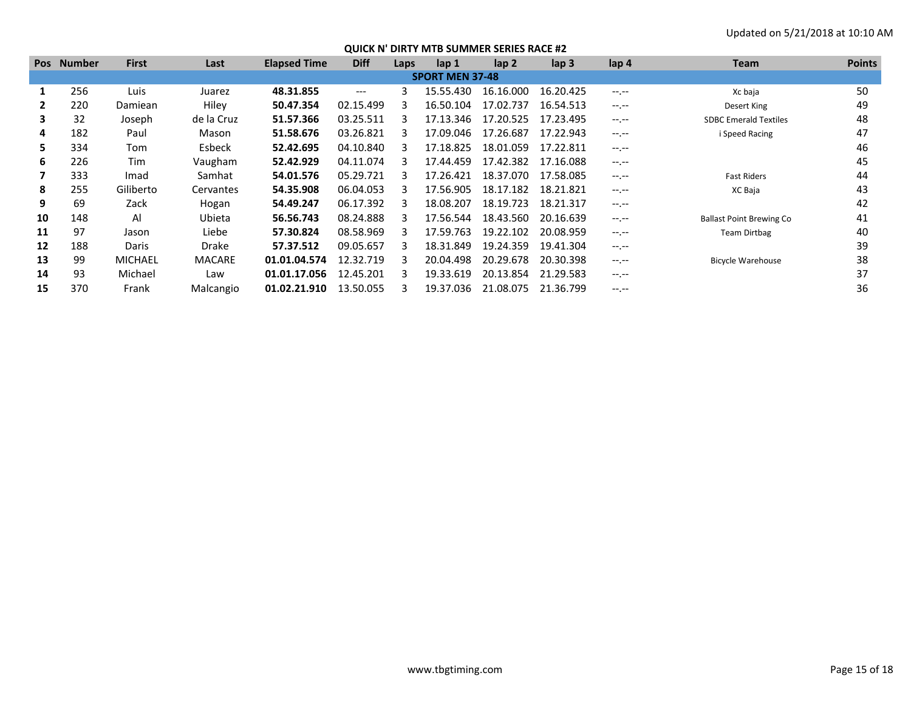Updated on 5/21/2018 at 10:10 AM

## QUICK N' DIRTY MTB SUMMER SERIES RACE #2

| Pos | Number | First | Last | Elapsed Time | Diff | Laps | lap 1 | lap 2 | lap 3 | lap 4 | Team | Points |
|---|---|---|---|---|---|---|---|---|---|---|---|---|
| **SPORT MEN 37-48** | | | | | | | | | | | | |
| **1** | 256 | Luis | Juarez | **48.31.855** | --- | 3 | 15.55.430 | 16.16.000 | 16.20.425 | --.-- | Xc baja | 50 |
| **2** | 220 | Damiean | Hiley | **50.47.354** | 02.15.499 | 3 | 16.50.104 | 17.02.737 | 16.54.513 | --.-- | Desert King | 49 |
| **3** | 32 | Joseph | de la Cruz | **51.57.366** | 03.25.511 | 3 | 17.13.346 | 17.20.525 | 17.23.495 | --.-- | SDBC Emerald Textiles | 48 |
| **4** | 182 | Paul | Mason | **51.58.676** | 03.26.821 | 3 | 17.09.046 | 17.26.687 | 17.22.943 | --.-- | i Speed Racing | 47 |
| **5** | 334 | Tom | Esbeck | **52.42.695** | 04.10.840 | 3 | 17.18.825 | 18.01.059 | 17.22.811 | --.-- | | 46 |
| **6** | 226 | Tim | Vaugham | **52.42.929** | 04.11.074 | 3 | 17.44.459 | 17.42.382 | 17.16.088 | --.-- | | 45 |
| **7** | 333 | Imad | Samhat | **54.01.576** | 05.29.721 | 3 | 17.26.421 | 18.37.070 | 17.58.085 | --.-- | Fast Riders | 44 |
| **8** | 255 | Giliberto | Cervantes | **54.35.908** | 06.04.053 | 3 | 17.56.905 | 18.17.182 | 18.21.821 | --.-- | XC Baja | 43 |
| **9** | 69 | Zack | Hogan | **54.49.247** | 06.17.392 | 3 | 18.08.207 | 18.19.723 | 18.21.317 | --.-- | | 42 |
| **10** | 148 | Al | Ubieta | **56.56.743** | 08.24.888 | 3 | 17.56.544 | 18.43.560 | 20.16.639 | --.-- | Ballast Point Brewing Co | 41 |
| **11** | 97 | Jason | Liebe | **57.30.824** | 08.58.969 | 3 | 17.59.763 | 19.22.102 | 20.08.959 | --.-- | Team Dirtbag | 40 |
| **12** | 188 | Daris | Drake | **57.37.512** | 09.05.657 | 3 | 18.31.849 | 19.24.359 | 19.41.304 | --.-- | | 39 |
| **13** | 99 | MICHAEL | MACARE | **01.01.04.574** | 12.32.719 | 3 | 20.04.498 | 20.29.678 | 20.30.398 | --.-- | Bicycle Warehouse | 38 |
| **14** | 93 | Michael | Law | **01.01.17.056** | 12.45.201 | 3 | 19.33.619 | 20.13.854 | 21.29.583 | --.-- | | 37 |
| **15** | 370 | Frank | Malcangio | **01.02.21.910** | 13.50.055 | 3 | 19.37.036 | 21.08.075 | 21.36.799 | --.-- | | 36 |

www.tbgtiming.com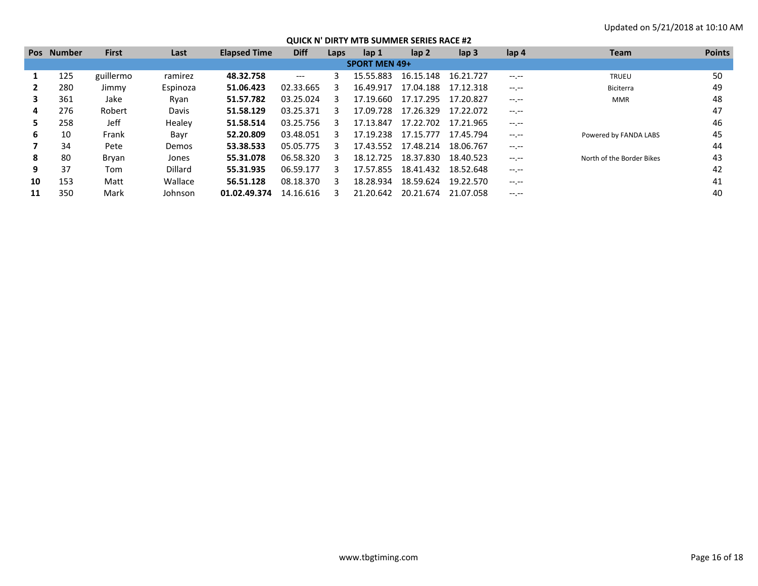Updated on 5/21/2018 at 10:10 AM

## QUICK N' DIRTY MTB SUMMER SERIES RACE #2

| Pos | Number | First | Last | Elapsed Time | Diff | Laps | lap 1 | lap 2 | lap 3 | lap 4 | Team | Points |
|---|---|---|---|---|---|---|---|---|---|---|---|---|
| **SPORT MEN 49+** | | | | | | | | | | | | |
| **1** | 125 | guillermo | ramirez | **48.32.758** | --- | 3 | 15.55.883 | 16.15.148 | 16.21.727 | --.-- | TRUEU | 50 |
| **2** | 280 | Jimmy | Espinoza | **51.06.423** | 02.33.665 | 3 | 16.49.917 | 17.04.188 | 17.12.318 | --.-- | Biciterra | 49 |
| **3** | 361 | Jake | Ryan | **51.57.782** | 03.25.024 | 3 | 17.19.660 | 17.17.295 | 17.20.827 | --.-- | MMR | 48 |
| **4** | 276 | Robert | Davis | **51.58.129** | 03.25.371 | 3 | 17.09.728 | 17.26.329 | 17.22.072 | --.-- | | 47 |
| **5** | 258 | Jeff | Healey | **51.58.514** | 03.25.756 | 3 | 17.13.847 | 17.22.702 | 17.21.965 | --.-- | | 46 |
| **6** | 10 | Frank | Bayr | **52.20.809** | 03.48.051 | 3 | 17.19.238 | 17.15.777 | 17.45.794 | --.-- | Powered by FANDA LABS | 45 |
| **7** | 34 | Pete | Demos | **53.38.533** | 05.05.775 | 3 | 17.43.552 | 17.48.214 | 18.06.767 | --.-- | | 44 |
| **8** | 80 | Bryan | Jones | **55.31.078** | 06.58.320 | 3 | 18.12.725 | 18.37.830 | 18.40.523 | --.-- | North of the Border Bikes | 43 |
| **9** | 37 | Tom | Dillard | **55.31.935** | 06.59.177 | 3 | 17.57.855 | 18.41.432 | 18.52.648 | --.-- | | 42 |
| **10** | 153 | Matt | Wallace | **56.51.128** | 08.18.370 | 3 | 18.28.934 | 18.59.624 | 19.22.570 | --.-- | | 41 |
| **11** | 350 | Mark | Johnson | **01.02.49.374** | 14.16.616 | 3 | 21.20.642 | 20.21.674 | 21.07.058 | --.-- | | 40 |

www.tbgtiming.com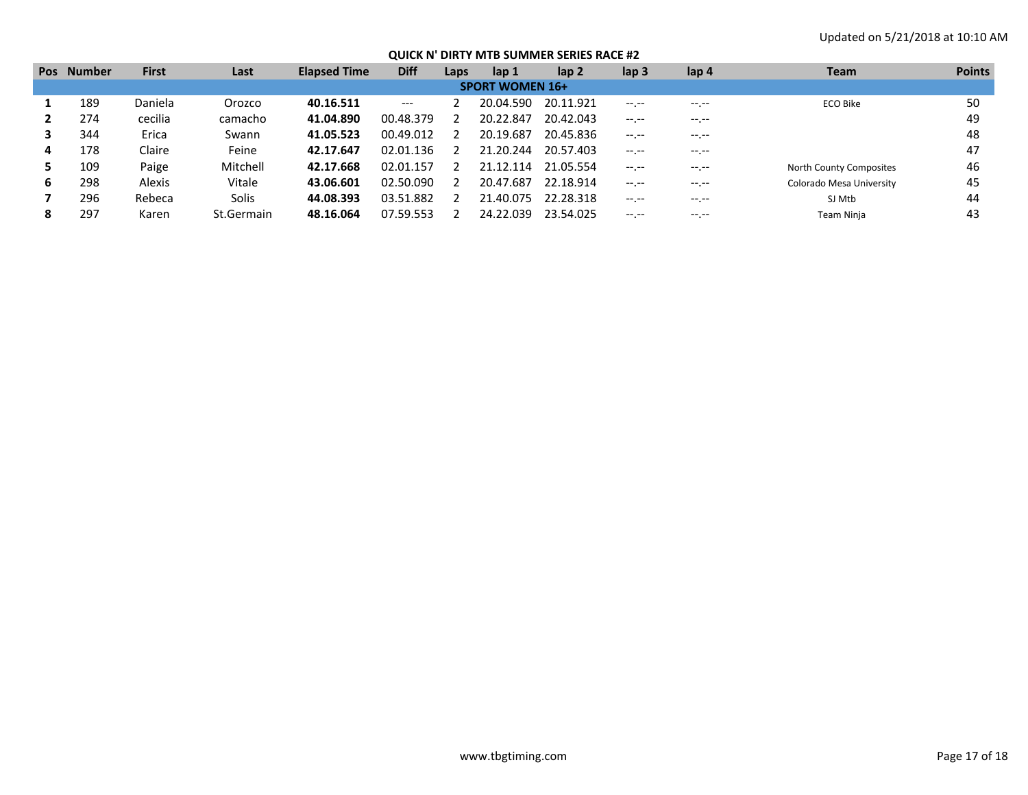Updated on 5/21/2018 at 10:10 AM

### QUICK N' DIRTY MTB SUMMER SERIES RACE #2

| Pos | Number | First | Last | Elapsed Time | Diff | Laps | lap 1 | lap 2 | lap 3 | lap 4 | Team | Points |
|---|---|---|---|---|---|---|---|---|---|---|---|---|
| **SPORT WOMEN 16+** | | | | | | | | | | | | |
| **1** | 189 | Daniela | Orozco | **40.16.511** | --- | 2 | 20.04.590 | 20.11.921 | --.-- | --.-- | ECO Bike | 50 |
| **2** | 274 | cecilia | camacho | **41.04.890** | 00.48.379 | 2 | 20.22.847 | 20.42.043 | --.-- | --.-- | | 49 |
| **3** | 344 | Erica | Swann | **41.05.523** | 00.49.012 | 2 | 20.19.687 | 20.45.836 | --.-- | --.-- | | 48 |
| **4** | 178 | Claire | Feine | **42.17.647** | 02.01.136 | 2 | 21.20.244 | 20.57.403 | --.-- | --.-- | | 47 |
| **5** | 109 | Paige | Mitchell | **42.17.668** | 02.01.157 | 2 | 21.12.114 | 21.05.554 | --.-- | --.-- | North County Composites | 46 |
| **6** | 298 | Alexis | Vitale | **43.06.601** | 02.50.090 | 2 | 20.47.687 | 22.18.914 | --.-- | --.-- | Colorado Mesa University | 45 |
| **7** | 296 | Rebeca | Solis | **44.08.393** | 03.51.882 | 2 | 21.40.075 | 22.28.318 | --.-- | --.-- | SJ Mtb | 44 |
| **8** | 297 | Karen | St.Germain | **48.16.064** | 07.59.553 | 2 | 24.22.039 | 23.54.025 | --.-- | --.-- | Team Ninja | 43 |

www.tbgtiming.com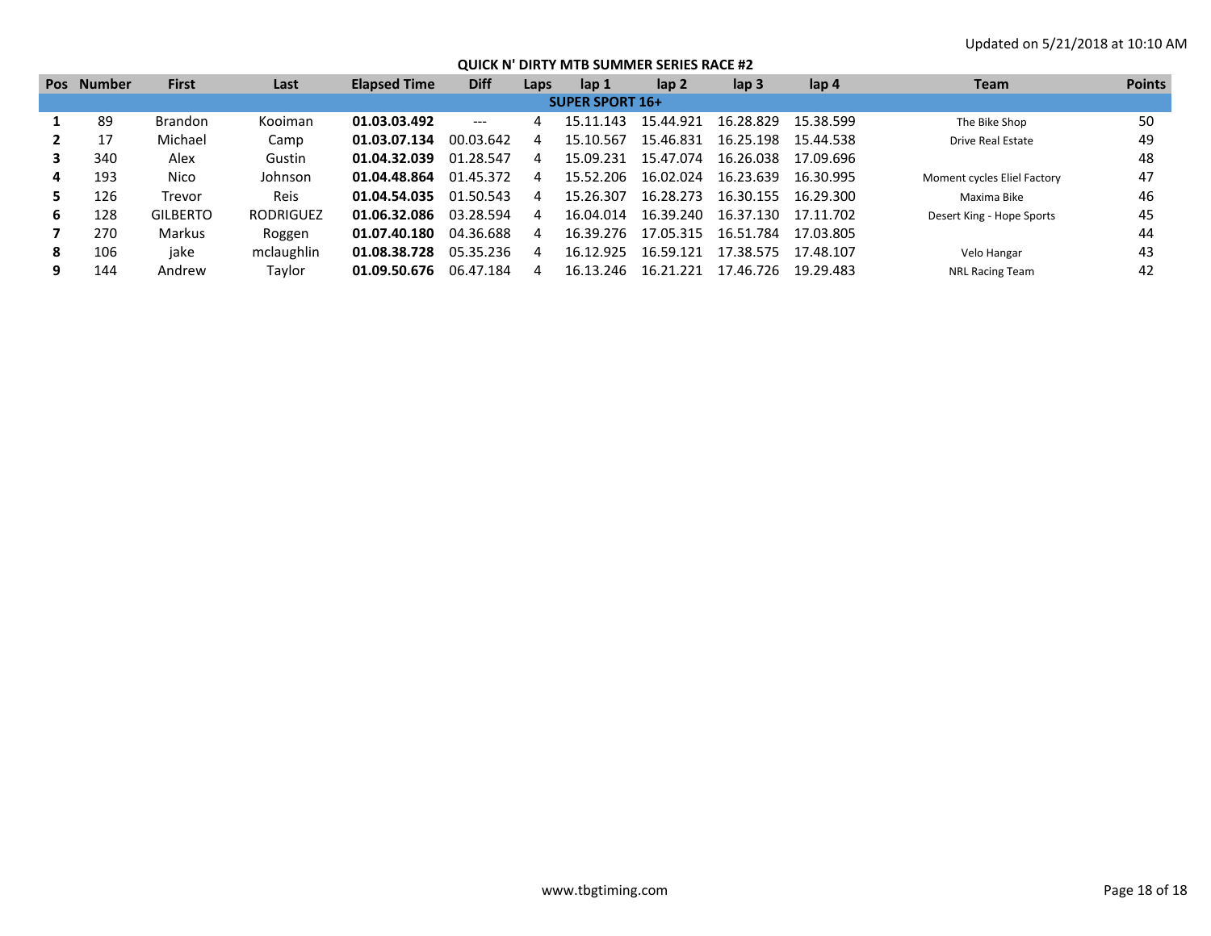Updated on 5/21/2018 at 10:10 AM

## QUICK N' DIRTY MTB SUMMER SERIES RACE #2

| Pos | Number | First | Last | Elapsed Time | Diff | Laps | lap 1 | lap 2 | lap 3 | lap 4 | Team | Points |
|---|---|---|---|---|---|---|---|---|---|---|---|---|
| | | | | | | | **SUPER SPORT 16+** | | | | | |
| **1** | 89 | Brandon | Kooiman | **01.03.03.492** | --- | 4 | 15.11.143 | 15.44.921 | 16.28.829 | 15.38.599 | The Bike Shop | 50 |
| **2** | 17 | Michael | Camp | **01.03.07.134** | 00.03.642 | 4 | 15.10.567 | 15.46.831 | 16.25.198 | 15.44.538 | Drive Real Estate | 49 |
| **3** | 340 | Alex | Gustin | **01.04.32.039** | 01.28.547 | 4 | 15.09.231 | 15.47.074 | 16.26.038 | 17.09.696 | | 48 |
| **4** | 193 | Nico | Johnson | **01.04.48.864** | 01.45.372 | 4 | 15.52.206 | 16.02.024 | 16.23.639 | 16.30.995 | Moment cycles Eliel Factory | 47 |
| **5** | 126 | Trevor | Reis | **01.04.54.035** | 01.50.543 | 4 | 15.26.307 | 16.28.273 | 16.30.155 | 16.29.300 | Maxima Bike | 46 |
| **6** | 128 | GILBERTO | RODRIGUEZ | **01.06.32.086** | 03.28.594 | 4 | 16.04.014 | 16.39.240 | 16.37.130 | 17.11.702 | Desert King - Hope Sports | 45 |
| **7** | 270 | Markus | Roggen | **01.07.40.180** | 04.36.688 | 4 | 16.39.276 | 17.05.315 | 16.51.784 | 17.03.805 | | 44 |
| **8** | 106 | jake | mclaughlin | **01.08.38.728** | 05.35.236 | 4 | 16.12.925 | 16.59.121 | 17.38.575 | 17.48.107 | Velo Hangar | 43 |
| **9** | 144 | Andrew | Taylor | **01.09.50.676** | 06.47.184 | 4 | 16.13.246 | 16.21.221 | 17.46.726 | 19.29.483 | NRL Racing Team | 42 |

www.tbgtiming.com